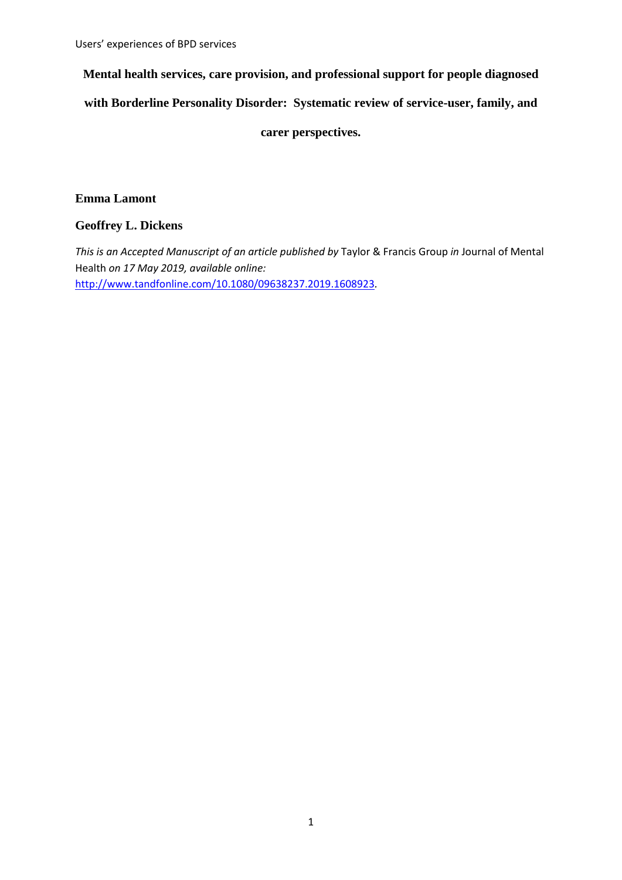# Mental health services, care provision, and professional support for people diagnosed with Borderline Personality Disorder: Systematic review of service-user, family, and carer perspectives.

**Emma Lamont**

**Geoffrey L. Dickens**

*This is an Accepted Manuscript of an article published by* Taylor & Francis Group *in* Journal of Mental Health *on 17 May 2019, available online:* http://www.tandfonline.com/10.1080/09638237.2019.1608923.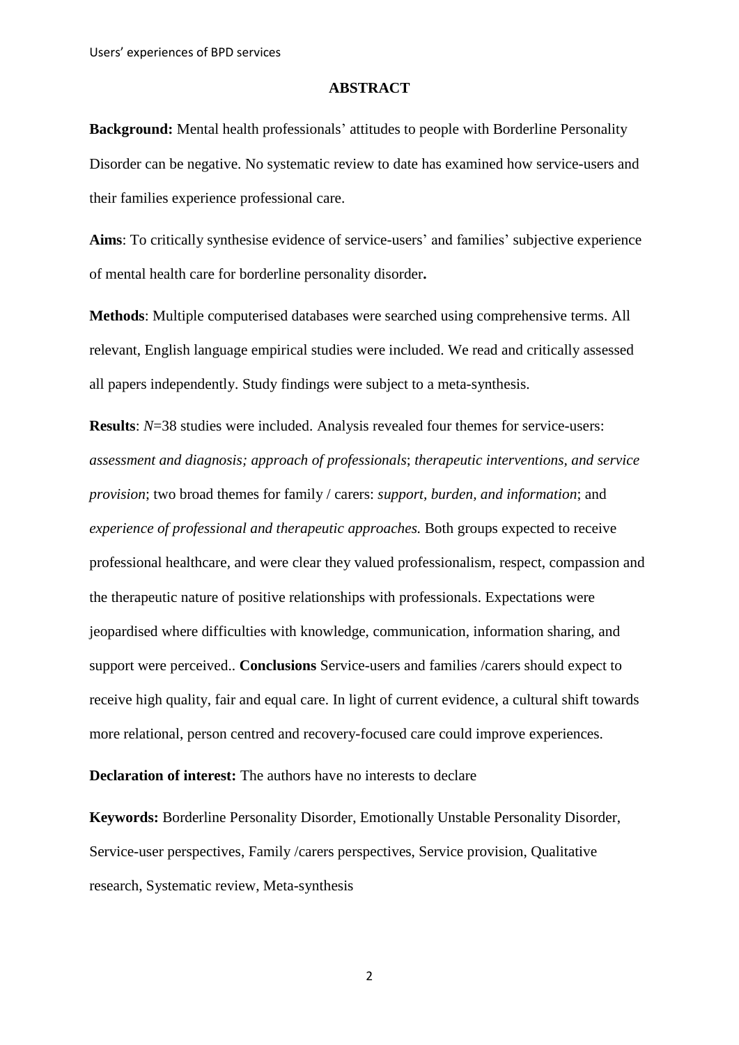## ABSTRACT

**Background:** Mental health professionals' attitudes to people with Borderline Personality Disorder can be negative. No systematic review to date has examined how service-users and their families experience professional care.

**Aims**: To critically synthesise evidence of service-users' and families' subjective experience of mental health care for borderline personality disorder**.**

**Methods**: Multiple computerised databases were searched using comprehensive terms. All relevant, English language empirical studies were included. We read and critically assessed all papers independently. Study findings were subject to a meta-synthesis.

**Results**: *N*=38 studies were included. Analysis revealed four themes for service-users: *assessment and diagnosis; approach of professionals*; *therapeutic interventions, and service provision*; two broad themes for family / carers: *support, burden, and information*; and *experience of professional and therapeutic approaches.* Both groups expected to receive professional healthcare, and were clear they valued professionalism, respect, compassion and the therapeutic nature of positive relationships with professionals. Expectations were jeopardised where difficulties with knowledge, communication, information sharing, and support were perceived.. **Conclusions** Service-users and families /carers should expect to receive high quality, fair and equal care. In light of current evidence, a cultural shift towards more relational, person centred and recovery-focused care could improve experiences.

**Declaration of interest:** The authors have no interests to declare

**Keywords:** Borderline Personality Disorder, Emotionally Unstable Personality Disorder, Service-user perspectives, Family /carers perspectives, Service provision, Qualitative research, Systematic review, Meta-synthesis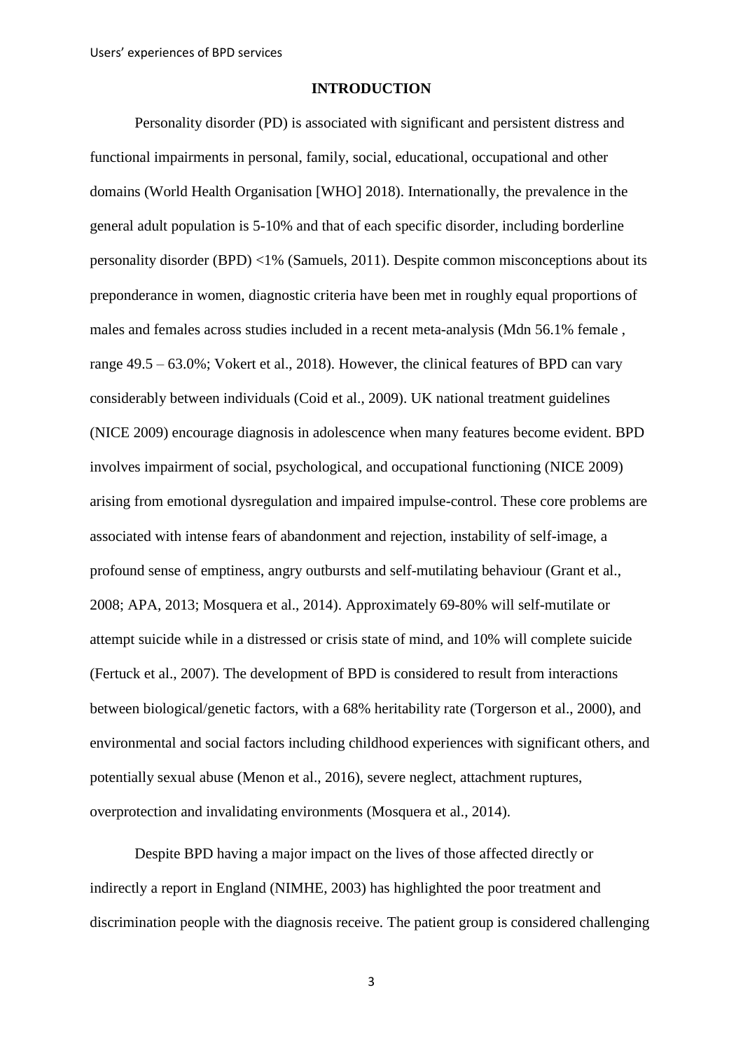## INTRODUCTION

Personality disorder (PD) is associated with significant and persistent distress and functional impairments in personal, family, social, educational, occupational and other domains (World Health Organisation [WHO] 2018). Internationally, the prevalence in the general adult population is 5-10% and that of each specific disorder, including borderline personality disorder (BPD) <1% (Samuels, 2011). Despite common misconceptions about its preponderance in women, diagnostic criteria have been met in roughly equal proportions of males and females across studies included in a recent meta-analysis (Mdn 56.1% female , range 49.5 – 63.0%; Vokert et al., 2018). However, the clinical features of BPD can vary considerably between individuals (Coid et al., 2009). UK national treatment guidelines (NICE 2009) encourage diagnosis in adolescence when many features become evident. BPD involves impairment of social, psychological, and occupational functioning (NICE 2009) arising from emotional dysregulation and impaired impulse-control. These core problems are associated with intense fears of abandonment and rejection, instability of self-image, a profound sense of emptiness, angry outbursts and self-mutilating behaviour (Grant et al., 2008; APA, 2013; Mosquera et al., 2014). Approximately 69-80% will self-mutilate or attempt suicide while in a distressed or crisis state of mind, and 10% will complete suicide (Fertuck et al., 2007). The development of BPD is considered to result from interactions between biological/genetic factors, with a 68% heritability rate (Torgerson et al., 2000), and environmental and social factors including childhood experiences with significant others, and potentially sexual abuse (Menon et al., 2016), severe neglect, attachment ruptures, overprotection and invalidating environments (Mosquera et al., 2014).

Despite BPD having a major impact on the lives of those affected directly or indirectly a report in England (NIMHE, 2003) has highlighted the poor treatment and discrimination people with the diagnosis receive. The patient group is considered challenging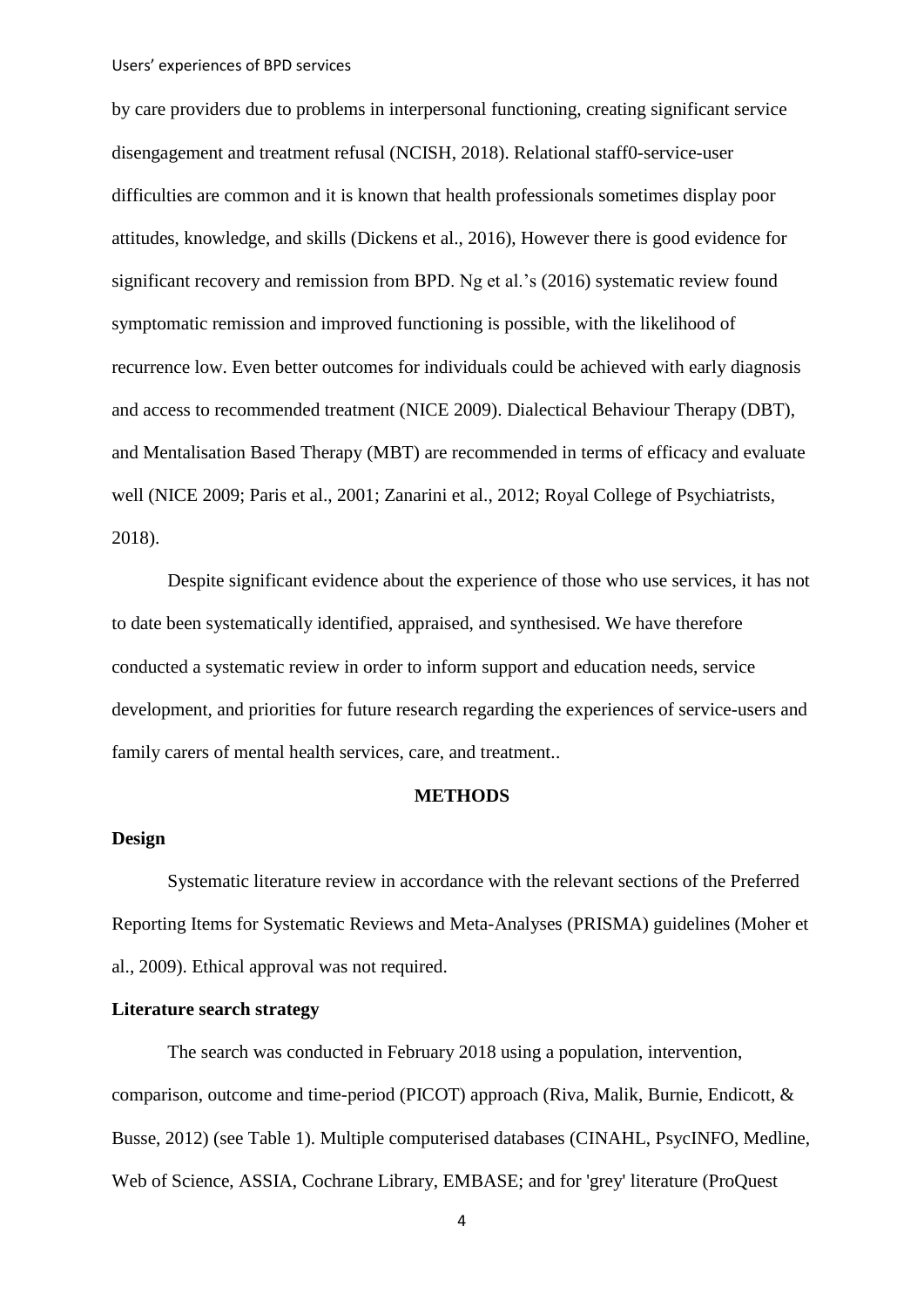by care providers due to problems in interpersonal functioning, creating significant service disengagement and treatment refusal (NCISH, 2018). Relational staff0-service-user difficulties are common and it is known that health professionals sometimes display poor attitudes, knowledge, and skills (Dickens et al., 2016), However there is good evidence for significant recovery and remission from BPD. Ng et al.'s (2016) systematic review found symptomatic remission and improved functioning is possible, with the likelihood of recurrence low. Even better outcomes for individuals could be achieved with early diagnosis and access to recommended treatment (NICE 2009). Dialectical Behaviour Therapy (DBT), and Mentalisation Based Therapy (MBT) are recommended in terms of efficacy and evaluate well (NICE 2009; Paris et al., 2001; Zanarini et al., 2012; Royal College of Psychiatrists, 2018).

Despite significant evidence about the experience of those who use services, it has not to date been systematically identified, appraised, and synthesised. We have therefore conducted a systematic review in order to inform support and education needs, service development, and priorities for future research regarding the experiences of service-users and family carers of mental health services, care, and treatment..

## METHODS

### Design

Systematic literature review in accordance with the relevant sections of the Preferred Reporting Items for Systematic Reviews and Meta-Analyses (PRISMA) guidelines (Moher et al., 2009). Ethical approval was not required.

### Literature search strategy

The search was conducted in February 2018 using a population, intervention, comparison, outcome and time-period (PICOT) approach (Riva, Malik, Burnie, Endicott, & Busse, 2012) (see Table 1). Multiple computerised databases (CINAHL, PsycINFO, Medline, Web of Science, ASSIA, Cochrane Library, EMBASE; and for 'grey' literature (ProQuest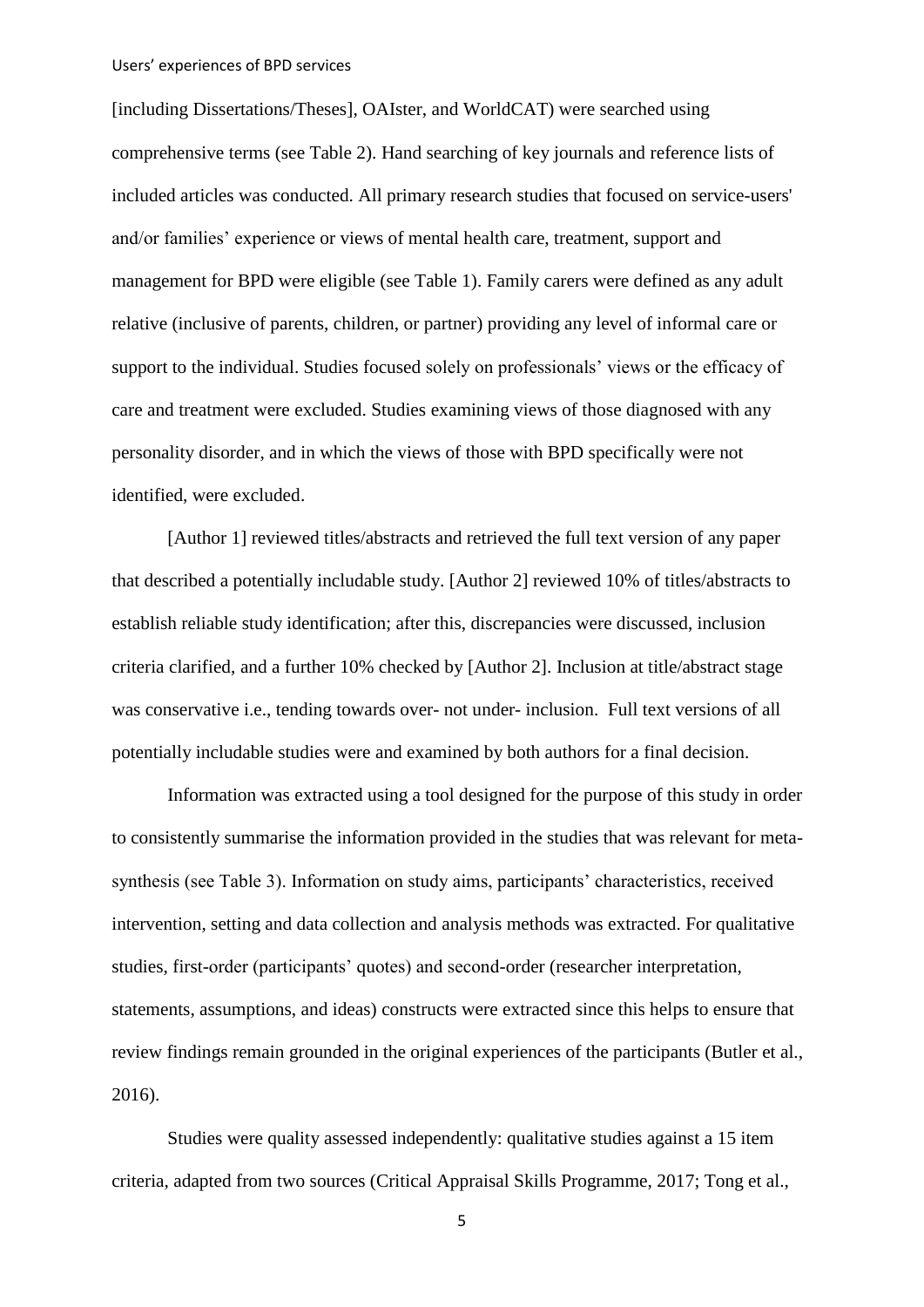[including Dissertations/Theses], OAIster, and WorldCAT) were searched using comprehensive terms (see Table 2). Hand searching of key journals and reference lists of included articles was conducted. All primary research studies that focused on service-users' and/or families' experience or views of mental health care, treatment, support and management for BPD were eligible (see Table 1). Family carers were defined as any adult relative (inclusive of parents, children, or partner) providing any level of informal care or support to the individual. Studies focused solely on professionals' views or the efficacy of care and treatment were excluded. Studies examining views of those diagnosed with any personality disorder, and in which the views of those with BPD specifically were not identified, were excluded.

[Author 1] reviewed titles/abstracts and retrieved the full text version of any paper that described a potentially includable study. [Author 2] reviewed 10% of titles/abstracts to establish reliable study identification; after this, discrepancies were discussed, inclusion criteria clarified, and a further 10% checked by [Author 2]. Inclusion at title/abstract stage was conservative i.e., tending towards over- not under- inclusion. Full text versions of all potentially includable studies were and examined by both authors for a final decision.

Information was extracted using a tool designed for the purpose of this study in order to consistently summarise the information provided in the studies that was relevant for meta-synthesis (see Table 3). Information on study aims, participants' characteristics, received intervention, setting and data collection and analysis methods was extracted. For qualitative studies, first-order (participants' quotes) and second-order (researcher interpretation, statements, assumptions, and ideas) constructs were extracted since this helps to ensure that review findings remain grounded in the original experiences of the participants (Butler et al., 2016).

Studies were quality assessed independently: qualitative studies against a 15 item criteria, adapted from two sources (Critical Appraisal Skills Programme, 2017; Tong et al.,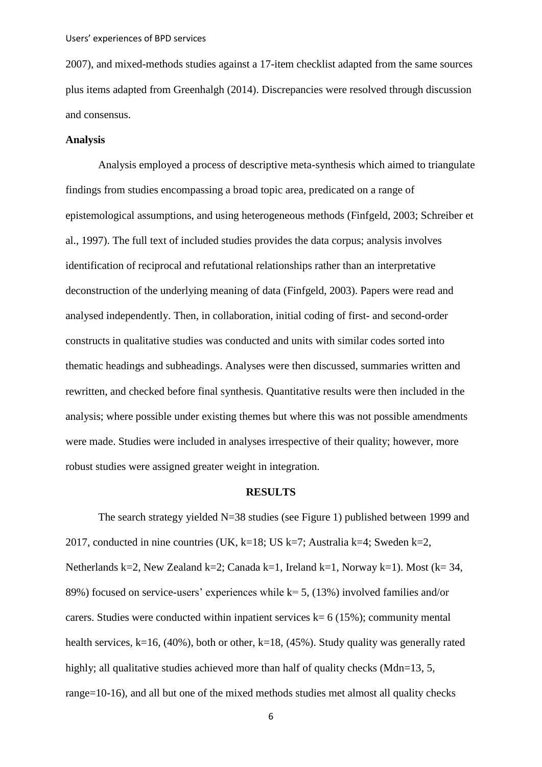2007), and mixed-methods studies against a 17-item checklist adapted from the same sources plus items adapted from Greenhalgh (2014). Discrepancies were resolved through discussion and consensus.

**Analysis**

Analysis employed a process of descriptive meta-synthesis which aimed to triangulate findings from studies encompassing a broad topic area, predicated on a range of epistemological assumptions, and using heterogeneous methods (Finfgeld, 2003; Schreiber et al., 1997). The full text of included studies provides the data corpus; analysis involves identification of reciprocal and refutational relationships rather than an interpretative deconstruction of the underlying meaning of data (Finfgeld, 2003). Papers were read and analysed independently. Then, in collaboration, initial coding of first- and second-order constructs in qualitative studies was conducted and units with similar codes sorted into thematic headings and subheadings. Analyses were then discussed, summaries written and rewritten, and checked before final synthesis. Quantitative results were then included in the analysis; where possible under existing themes but where this was not possible amendments were made. Studies were included in analyses irrespective of their quality; however, more robust studies were assigned greater weight in integration.

## RESULTS

The search strategy yielded N=38 studies (see Figure 1) published between 1999 and 2017, conducted in nine countries (UK, k=18; US k=7; Australia k=4; Sweden k=2, Netherlands k=2, New Zealand k=2; Canada k=1, Ireland k=1, Norway k=1). Most (k= 34, 89%) focused on service-users' experiences while k= 5, (13%) involved families and/or carers. Studies were conducted within inpatient services k= 6 (15%); community mental health services, k=16, (40%), both or other, k=18, (45%). Study quality was generally rated highly; all qualitative studies achieved more than half of quality checks (Mdn=13, 5, range=10-16), and all but one of the mixed methods studies met almost all quality checks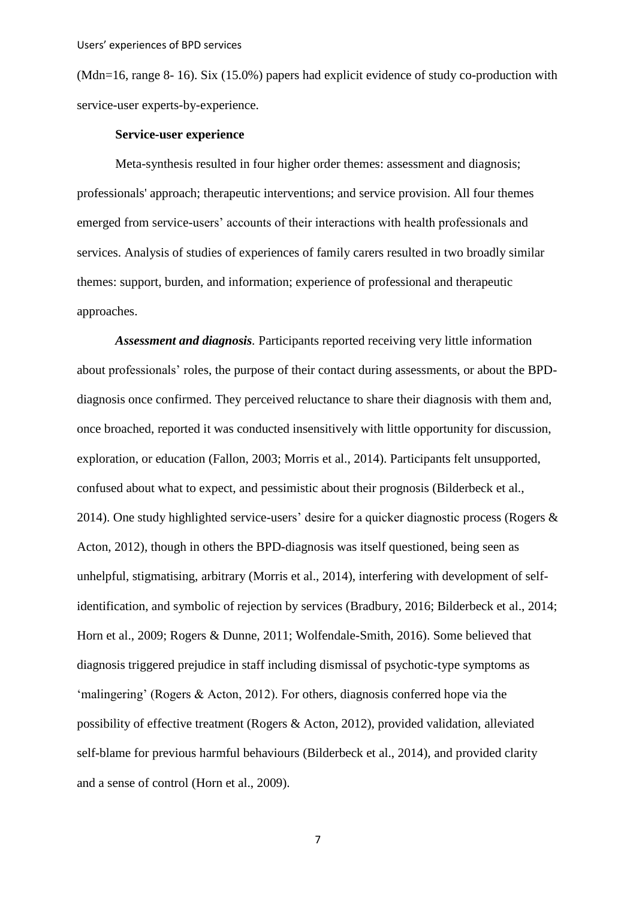(Mdn=16, range 8- 16). Six (15.0%) papers had explicit evidence of study co-production with service-user experts-by-experience.

**Service-user experience**

Meta-synthesis resulted in four higher order themes: assessment and diagnosis; professionals' approach; therapeutic interventions; and service provision. All four themes emerged from service-users' accounts of their interactions with health professionals and services. Analysis of studies of experiences of family carers resulted in two broadly similar themes: support, burden, and information; experience of professional and therapeutic approaches.

***Assessment and diagnosis.*** Participants reported receiving very little information about professionals' roles, the purpose of their contact during assessments, or about the BPD-diagnosis once confirmed. They perceived reluctance to share their diagnosis with them and, once broached, reported it was conducted insensitively with little opportunity for discussion, exploration, or education (Fallon, 2003; Morris et al., 2014). Participants felt unsupported, confused about what to expect, and pessimistic about their prognosis (Bilderbeck et al., 2014). One study highlighted service-users' desire for a quicker diagnostic process (Rogers & Acton, 2012), though in others the BPD-diagnosis was itself questioned, being seen as unhelpful, stigmatising, arbitrary (Morris et al., 2014), interfering with development of self-identification, and symbolic of rejection by services (Bradbury, 2016; Bilderbeck et al., 2014; Horn et al., 2009; Rogers & Dunne, 2011; Wolfendale-Smith, 2016). Some believed that diagnosis triggered prejudice in staff including dismissal of psychotic-type symptoms as 'malingering' (Rogers & Acton, 2012). For others, diagnosis conferred hope via the possibility of effective treatment (Rogers & Acton, 2012), provided validation, alleviated self-blame for previous harmful behaviours (Bilderbeck et al., 2014), and provided clarity and a sense of control (Horn et al., 2009).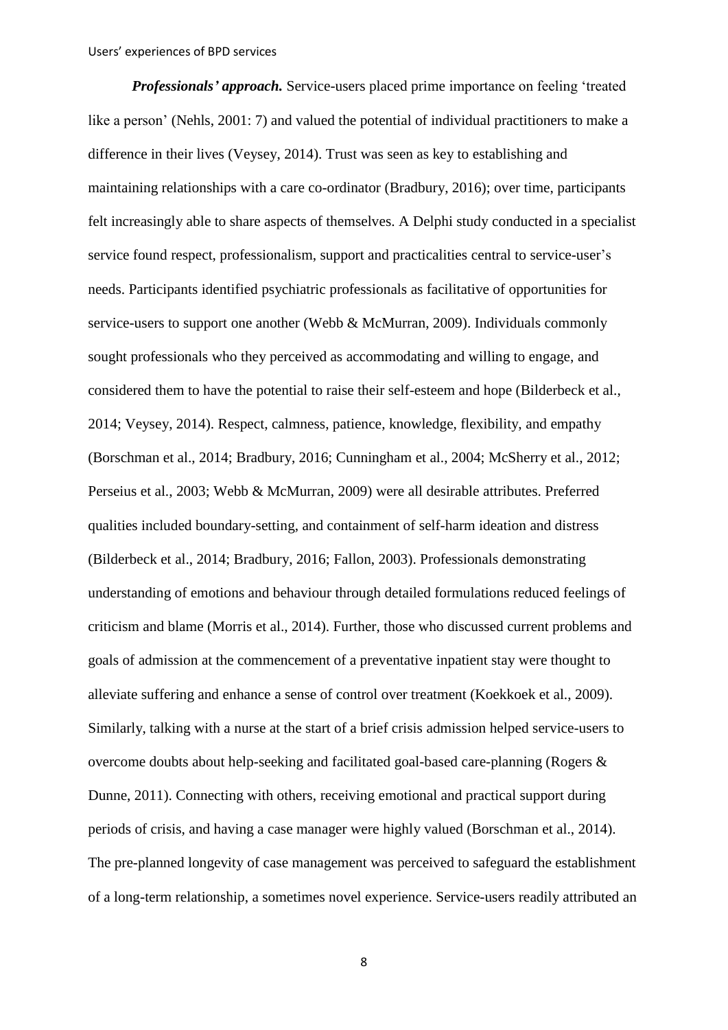***Professionals' approach.*** Service-users placed prime importance on feeling 'treated like a person' (Nehls, 2001: 7) and valued the potential of individual practitioners to make a difference in their lives (Veysey, 2014). Trust was seen as key to establishing and maintaining relationships with a care co-ordinator (Bradbury, 2016); over time, participants felt increasingly able to share aspects of themselves. A Delphi study conducted in a specialist service found respect, professionalism, support and practicalities central to service-user's needs. Participants identified psychiatric professionals as facilitative of opportunities for service-users to support one another (Webb & McMurran, 2009). Individuals commonly sought professionals who they perceived as accommodating and willing to engage, and considered them to have the potential to raise their self-esteem and hope (Bilderbeck et al., 2014; Veysey, 2014). Respect, calmness, patience, knowledge, flexibility, and empathy (Borschman et al., 2014; Bradbury, 2016; Cunningham et al., 2004; McSherry et al., 2012; Perseius et al., 2003; Webb & McMurran, 2009) were all desirable attributes. Preferred qualities included boundary-setting, and containment of self-harm ideation and distress (Bilderbeck et al., 2014; Bradbury, 2016; Fallon, 2003). Professionals demonstrating understanding of emotions and behaviour through detailed formulations reduced feelings of criticism and blame (Morris et al., 2014). Further, those who discussed current problems and goals of admission at the commencement of a preventative inpatient stay were thought to alleviate suffering and enhance a sense of control over treatment (Koekkoek et al., 2009). Similarly, talking with a nurse at the start of a brief crisis admission helped service-users to overcome doubts about help-seeking and facilitated goal-based care-planning (Rogers & Dunne, 2011). Connecting with others, receiving emotional and practical support during periods of crisis, and having a case manager were highly valued (Borschman et al., 2014). The pre-planned longevity of case management was perceived to safeguard the establishment of a long-term relationship, a sometimes novel experience. Service-users readily attributed an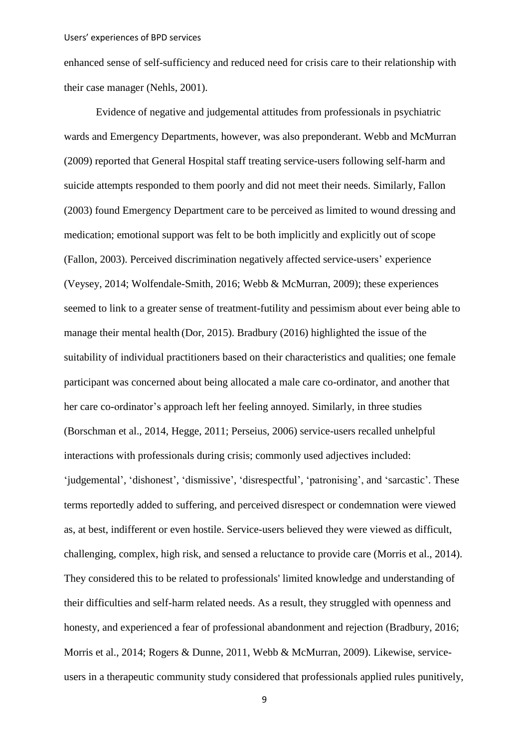enhanced sense of self-sufficiency and reduced need for crisis care to their relationship with their case manager (Nehls, 2001).

Evidence of negative and judgemental attitudes from professionals in psychiatric wards and Emergency Departments, however, was also preponderant. Webb and McMurran (2009) reported that General Hospital staff treating service-users following self-harm and suicide attempts responded to them poorly and did not meet their needs. Similarly, Fallon (2003) found Emergency Department care to be perceived as limited to wound dressing and medication; emotional support was felt to be both implicitly and explicitly out of scope (Fallon, 2003). Perceived discrimination negatively affected service-users' experience (Veysey, 2014; Wolfendale-Smith, 2016; Webb & McMurran, 2009); these experiences seemed to link to a greater sense of treatment-futility and pessimism about ever being able to manage their mental health (Dor, 2015). Bradbury (2016) highlighted the issue of the suitability of individual practitioners based on their characteristics and qualities; one female participant was concerned about being allocated a male care co-ordinator, and another that her care co-ordinator's approach left her feeling annoyed. Similarly, in three studies (Borschman et al., 2014, Hegge, 2011; Perseius, 2006) service-users recalled unhelpful interactions with professionals during crisis; commonly used adjectives included: 'judgemental', 'dishonest', 'dismissive', 'disrespectful', 'patronising', and 'sarcastic'. These terms reportedly added to suffering, and perceived disrespect or condemnation were viewed as, at best, indifferent or even hostile. Service-users believed they were viewed as difficult, challenging, complex, high risk, and sensed a reluctance to provide care (Morris et al., 2014). They considered this to be related to professionals' limited knowledge and understanding of their difficulties and self-harm related needs. As a result, they struggled with openness and honesty, and experienced a fear of professional abandonment and rejection (Bradbury, 2016; Morris et al., 2014; Rogers & Dunne, 2011, Webb & McMurran, 2009). Likewise, service-users in a therapeutic community study considered that professionals applied rules punitively,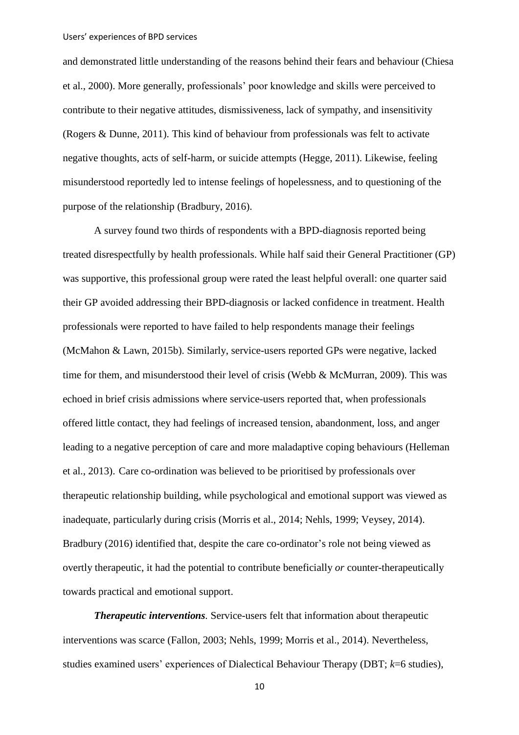and demonstrated little understanding of the reasons behind their fears and behaviour (Chiesa et al., 2000). More generally, professionals' poor knowledge and skills were perceived to contribute to their negative attitudes, dismissiveness, lack of sympathy, and insensitivity (Rogers & Dunne, 2011). This kind of behaviour from professionals was felt to activate negative thoughts, acts of self-harm, or suicide attempts (Hegge, 2011). Likewise, feeling misunderstood reportedly led to intense feelings of hopelessness, and to questioning of the purpose of the relationship (Bradbury, 2016).

A survey found two thirds of respondents with a BPD-diagnosis reported being treated disrespectfully by health professionals. While half said their General Practitioner (GP) was supportive, this professional group were rated the least helpful overall: one quarter said their GP avoided addressing their BPD-diagnosis or lacked confidence in treatment. Health professionals were reported to have failed to help respondents manage their feelings (McMahon & Lawn, 2015b). Similarly, service-users reported GPs were negative, lacked time for them, and misunderstood their level of crisis (Webb & McMurran, 2009). This was echoed in brief crisis admissions where service-users reported that, when professionals offered little contact, they had feelings of increased tension, abandonment, loss, and anger leading to a negative perception of care and more maladaptive coping behaviours (Helleman et al., 2013). Care co-ordination was believed to be prioritised by professionals over therapeutic relationship building, while psychological and emotional support was viewed as inadequate, particularly during crisis (Morris et al., 2014; Nehls, 1999; Veysey, 2014). Bradbury (2016) identified that, despite the care co-ordinator's role not being viewed as overtly therapeutic, it had the potential to contribute beneficially *or* counter-therapeutically towards practical and emotional support.

***Therapeutic interventions.*** Service-users felt that information about therapeutic interventions was scarce (Fallon, 2003; Nehls, 1999; Morris et al., 2014). Nevertheless, studies examined users' experiences of Dialectical Behaviour Therapy (DBT; $k$=6 studies),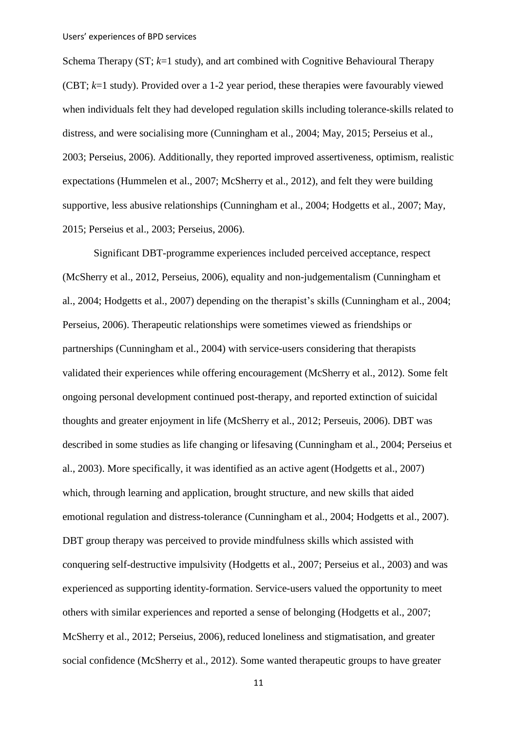Schema Therapy (ST; *k*=1 study), and art combined with Cognitive Behavioural Therapy (CBT; *k*=1 study). Provided over a 1-2 year period, these therapies were favourably viewed when individuals felt they had developed regulation skills including tolerance-skills related to distress, and were socialising more (Cunningham et al., 2004; May, 2015; Perseius et al., 2003; Perseius, 2006). Additionally, they reported improved assertiveness, optimism, realistic expectations (Hummelen et al., 2007; McSherry et al., 2012), and felt they were building supportive, less abusive relationships (Cunningham et al., 2004; Hodgetts et al., 2007; May, 2015; Perseius et al., 2003; Perseius, 2006).

Significant DBT-programme experiences included perceived acceptance, respect (McSherry et al., 2012, Perseius, 2006), equality and non-judgementalism (Cunningham et al., 2004; Hodgetts et al., 2007) depending on the therapist's skills (Cunningham et al., 2004; Perseius, 2006). Therapeutic relationships were sometimes viewed as friendships or partnerships (Cunningham et al., 2004) with service-users considering that therapists validated their experiences while offering encouragement (McSherry et al., 2012). Some felt ongoing personal development continued post-therapy, and reported extinction of suicidal thoughts and greater enjoyment in life (McSherry et al., 2012; Perseuis, 2006). DBT was described in some studies as life changing or lifesaving (Cunningham et al., 2004; Perseius et al., 2003). More specifically, it was identified as an active agent (Hodgetts et al., 2007) which, through learning and application, brought structure, and new skills that aided emotional regulation and distress-tolerance (Cunningham et al., 2004; Hodgetts et al., 2007). DBT group therapy was perceived to provide mindfulness skills which assisted with conquering self-destructive impulsivity (Hodgetts et al., 2007; Perseius et al., 2003) and was experienced as supporting identity-formation. Service-users valued the opportunity to meet others with similar experiences and reported a sense of belonging (Hodgetts et al., 2007; McSherry et al., 2012; Perseius, 2006), reduced loneliness and stigmatisation, and greater social confidence (McSherry et al., 2012). Some wanted therapeutic groups to have greater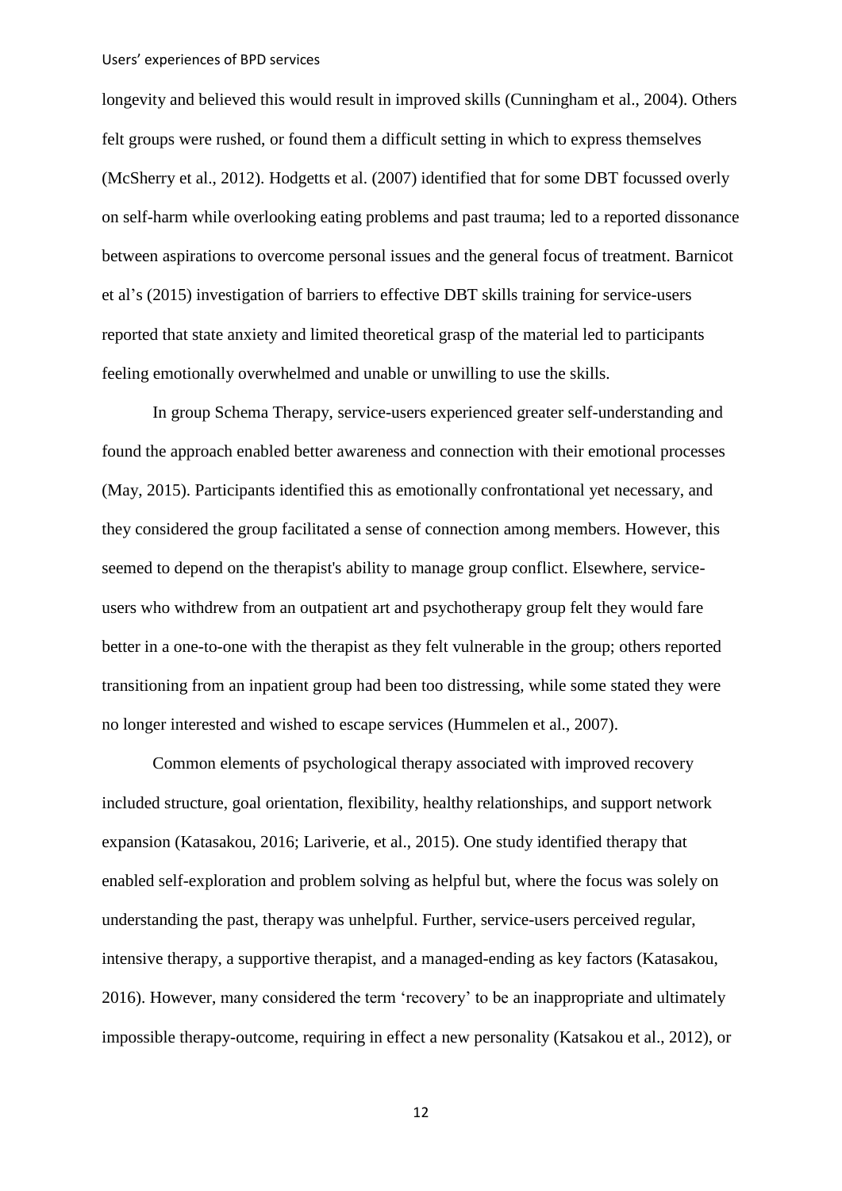longevity and believed this would result in improved skills (Cunningham et al., 2004). Others felt groups were rushed, or found them a difficult setting in which to express themselves (McSherry et al., 2012). Hodgetts et al. (2007) identified that for some DBT focussed overly on self-harm while overlooking eating problems and past trauma; led to a reported dissonance between aspirations to overcome personal issues and the general focus of treatment. Barnicot et al's (2015) investigation of barriers to effective DBT skills training for service-users reported that state anxiety and limited theoretical grasp of the material led to participants feeling emotionally overwhelmed and unable or unwilling to use the skills.

In group Schema Therapy, service-users experienced greater self-understanding and found the approach enabled better awareness and connection with their emotional processes (May, 2015). Participants identified this as emotionally confrontational yet necessary, and they considered the group facilitated a sense of connection among members. However, this seemed to depend on the therapist's ability to manage group conflict. Elsewhere, service-users who withdrew from an outpatient art and psychotherapy group felt they would fare better in a one-to-one with the therapist as they felt vulnerable in the group; others reported transitioning from an inpatient group had been too distressing, while some stated they were no longer interested and wished to escape services (Hummelen et al., 2007).

Common elements of psychological therapy associated with improved recovery included structure, goal orientation, flexibility, healthy relationships, and support network expansion (Katasakou, 2016; Lariverie, et al., 2015). One study identified therapy that enabled self-exploration and problem solving as helpful but, where the focus was solely on understanding the past, therapy was unhelpful. Further, service-users perceived regular, intensive therapy, a supportive therapist, and a managed-ending as key factors (Katasakou, 2016). However, many considered the term 'recovery' to be an inappropriate and ultimately impossible therapy-outcome, requiring in effect a new personality (Katsakou et al., 2012), or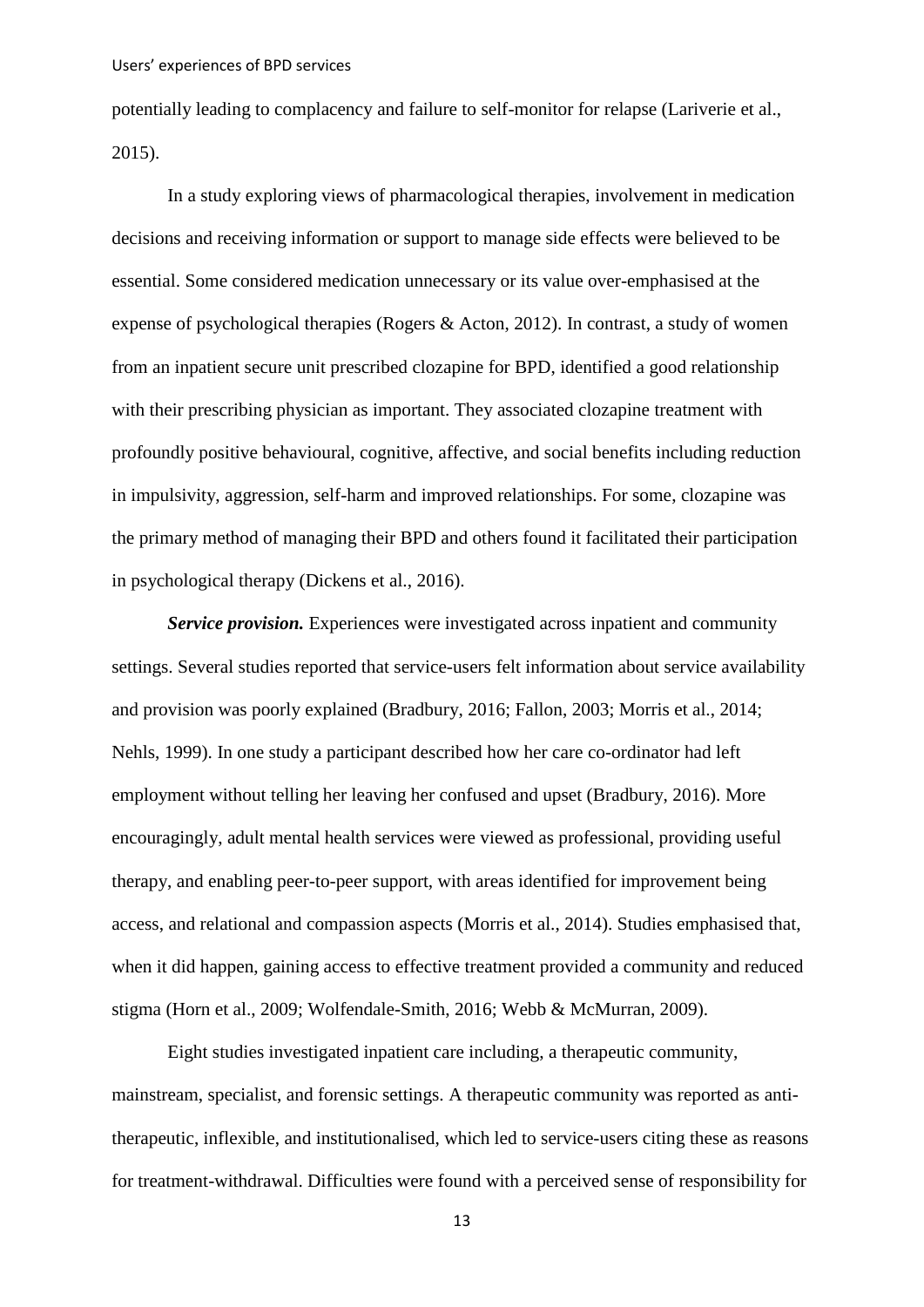potentially leading to complacency and failure to self-monitor for relapse (Lariverie et al., 2015).

In a study exploring views of pharmacological therapies, involvement in medication decisions and receiving information or support to manage side effects were believed to be essential. Some considered medication unnecessary or its value over-emphasised at the expense of psychological therapies (Rogers & Acton, 2012). In contrast, a study of women from an inpatient secure unit prescribed clozapine for BPD, identified a good relationship with their prescribing physician as important. They associated clozapine treatment with profoundly positive behavioural, cognitive, affective, and social benefits including reduction in impulsivity, aggression, self-harm and improved relationships. For some, clozapine was the primary method of managing their BPD and others found it facilitated their participation in psychological therapy (Dickens et al., 2016).

***Service provision.*** Experiences were investigated across inpatient and community settings. Several studies reported that service-users felt information about service availability and provision was poorly explained (Bradbury, 2016; Fallon, 2003; Morris et al., 2014; Nehls, 1999). In one study a participant described how her care co-ordinator had left employment without telling her leaving her confused and upset (Bradbury, 2016). More encouragingly, adult mental health services were viewed as professional, providing useful therapy, and enabling peer-to-peer support, with areas identified for improvement being access, and relational and compassion aspects (Morris et al., 2014). Studies emphasised that, when it did happen, gaining access to effective treatment provided a community and reduced stigma (Horn et al., 2009; Wolfendale-Smith, 2016; Webb & McMurran, 2009).

Eight studies investigated inpatient care including, a therapeutic community, mainstream, specialist, and forensic settings. A therapeutic community was reported as anti-therapeutic, inflexible, and institutionalised, which led to service-users citing these as reasons for treatment-withdrawal. Difficulties were found with a perceived sense of responsibility for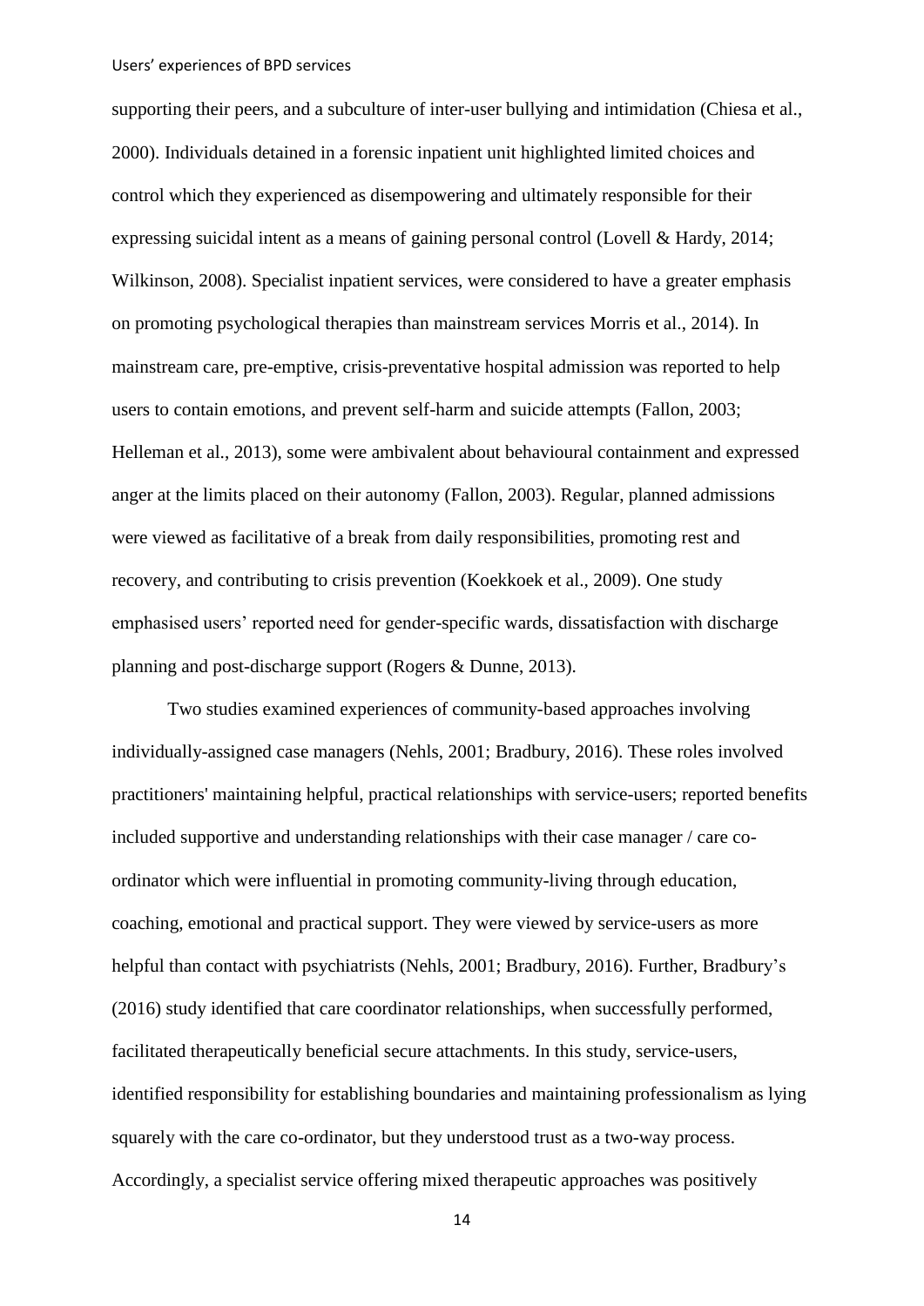supporting their peers, and a subculture of inter-user bullying and intimidation (Chiesa et al., 2000). Individuals detained in a forensic inpatient unit highlighted limited choices and control which they experienced as disempowering and ultimately responsible for their expressing suicidal intent as a means of gaining personal control (Lovell & Hardy, 2014; Wilkinson, 2008). Specialist inpatient services, were considered to have a greater emphasis on promoting psychological therapies than mainstream services Morris et al., 2014). In mainstream care, pre-emptive, crisis-preventative hospital admission was reported to help users to contain emotions, and prevent self-harm and suicide attempts (Fallon, 2003; Helleman et al., 2013), some were ambivalent about behavioural containment and expressed anger at the limits placed on their autonomy (Fallon, 2003). Regular, planned admissions were viewed as facilitative of a break from daily responsibilities, promoting rest and recovery, and contributing to crisis prevention (Koekkoek et al., 2009). One study emphasised users' reported need for gender-specific wards, dissatisfaction with discharge planning and post-discharge support (Rogers & Dunne, 2013).

Two studies examined experiences of community-based approaches involving individually-assigned case managers (Nehls, 2001; Bradbury, 2016). These roles involved practitioners' maintaining helpful, practical relationships with service-users; reported benefits included supportive and understanding relationships with their case manager / care co-ordinator which were influential in promoting community-living through education, coaching, emotional and practical support. They were viewed by service-users as more helpful than contact with psychiatrists (Nehls, 2001; Bradbury, 2016). Further, Bradbury's (2016) study identified that care coordinator relationships, when successfully performed, facilitated therapeutically beneficial secure attachments. In this study, service-users, identified responsibility for establishing boundaries and maintaining professionalism as lying squarely with the care co-ordinator, but they understood trust as a two-way process. Accordingly, a specialist service offering mixed therapeutic approaches was positively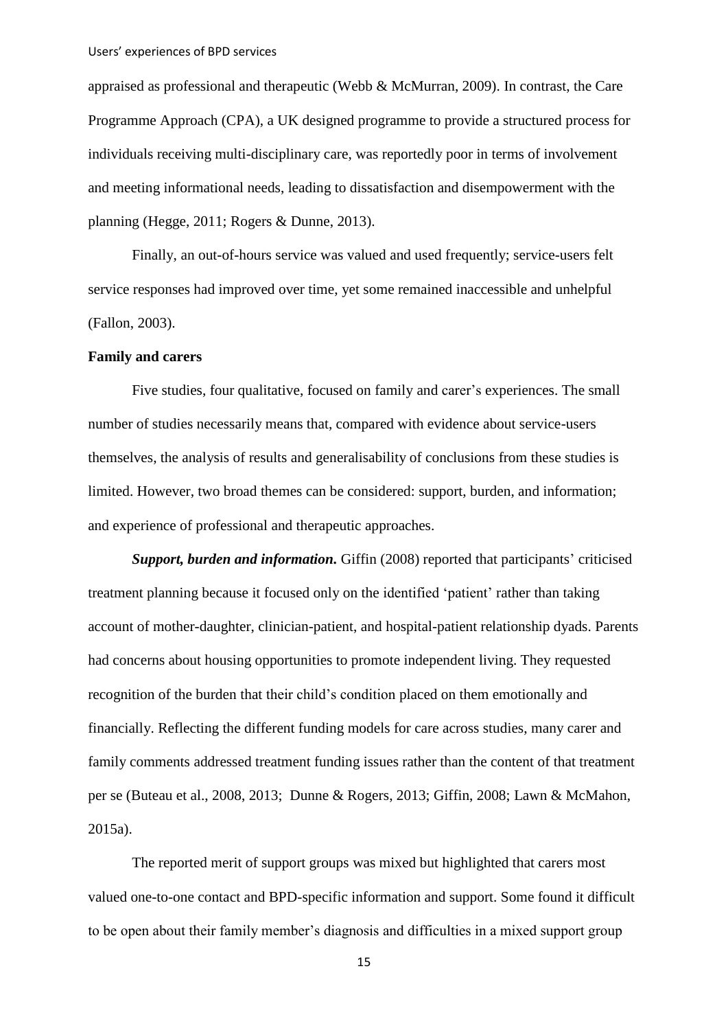appraised as professional and therapeutic (Webb & McMurran, 2009). In contrast, the Care Programme Approach (CPA), a UK designed programme to provide a structured process for individuals receiving multi-disciplinary care, was reportedly poor in terms of involvement and meeting informational needs, leading to dissatisfaction and disempowerment with the planning (Hegge, 2011; Rogers & Dunne, 2013).

Finally, an out-of-hours service was valued and used frequently; service-users felt service responses had improved over time, yet some remained inaccessible and unhelpful (Fallon, 2003).

**Family and carers**

Five studies, four qualitative, focused on family and carer's experiences. The small number of studies necessarily means that, compared with evidence about service-users themselves, the analysis of results and generalisability of conclusions from these studies is limited. However, two broad themes can be considered: support, burden, and information; and experience of professional and therapeutic approaches.

***Support, burden and information.*** Giffin (2008) reported that participants' criticised treatment planning because it focused only on the identified 'patient' rather than taking account of mother-daughter, clinician-patient, and hospital-patient relationship dyads. Parents had concerns about housing opportunities to promote independent living. They requested recognition of the burden that their child's condition placed on them emotionally and financially. Reflecting the different funding models for care across studies, many carer and family comments addressed treatment funding issues rather than the content of that treatment per se (Buteau et al., 2008, 2013; Dunne & Rogers, 2013; Giffin, 2008; Lawn & McMahon, 2015a).

The reported merit of support groups was mixed but highlighted that carers most valued one-to-one contact and BPD-specific information and support. Some found it difficult to be open about their family member's diagnosis and difficulties in a mixed support group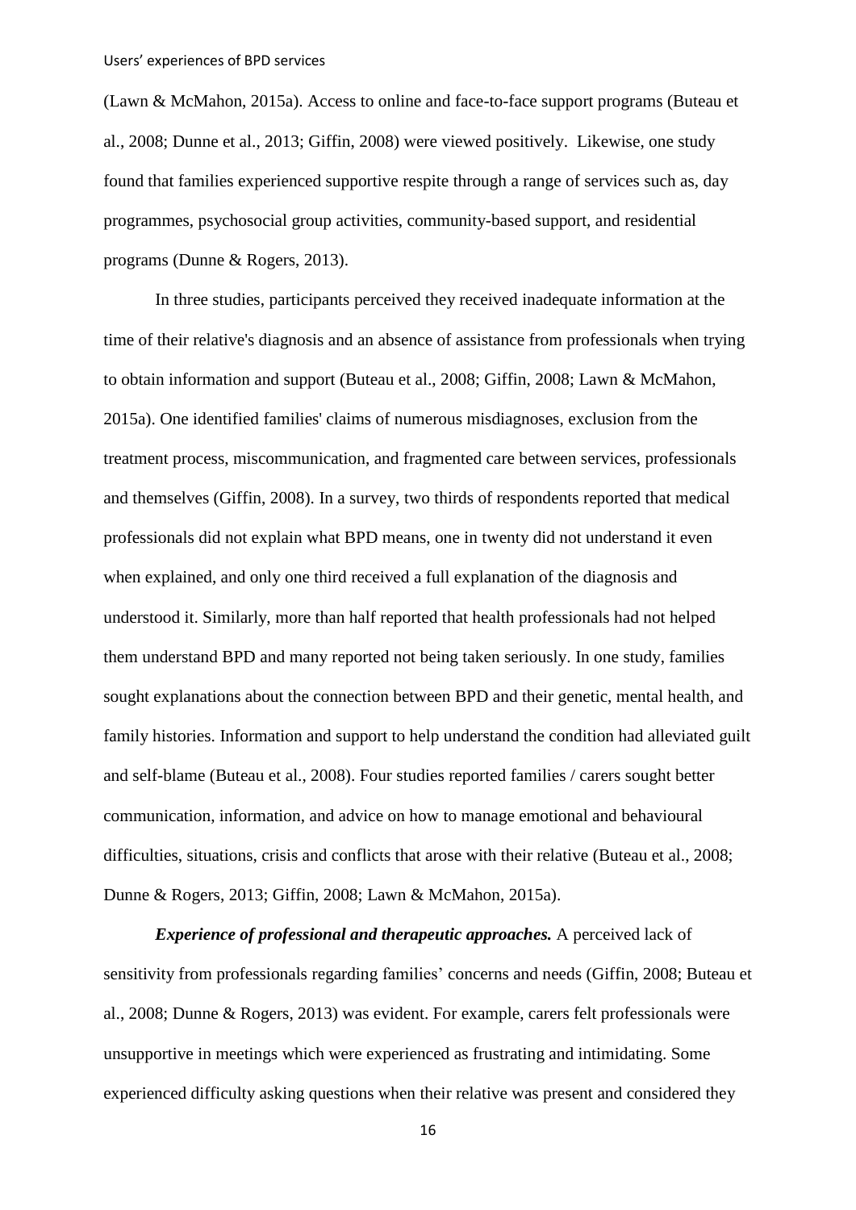(Lawn & McMahon, 2015a). Access to online and face-to-face support programs (Buteau et al., 2008; Dunne et al., 2013; Giffin, 2008) were viewed positively. Likewise, one study found that families experienced supportive respite through a range of services such as, day programmes, psychosocial group activities, community-based support, and residential programs (Dunne & Rogers, 2013).

In three studies, participants perceived they received inadequate information at the time of their relative's diagnosis and an absence of assistance from professionals when trying to obtain information and support (Buteau et al., 2008; Giffin, 2008; Lawn & McMahon, 2015a). One identified families' claims of numerous misdiagnoses, exclusion from the treatment process, miscommunication, and fragmented care between services, professionals and themselves (Giffin, 2008). In a survey, two thirds of respondents reported that medical professionals did not explain what BPD means, one in twenty did not understand it even when explained, and only one third received a full explanation of the diagnosis and understood it. Similarly, more than half reported that health professionals had not helped them understand BPD and many reported not being taken seriously. In one study, families sought explanations about the connection between BPD and their genetic, mental health, and family histories. Information and support to help understand the condition had alleviated guilt and self-blame (Buteau et al., 2008). Four studies reported families / carers sought better communication, information, and advice on how to manage emotional and behavioural difficulties, situations, crisis and conflicts that arose with their relative (Buteau et al., 2008; Dunne & Rogers, 2013; Giffin, 2008; Lawn & McMahon, 2015a).

***Experience of professional and therapeutic approaches.*** A perceived lack of sensitivity from professionals regarding families' concerns and needs (Giffin, 2008; Buteau et al., 2008; Dunne & Rogers, 2013) was evident. For example, carers felt professionals were unsupportive in meetings which were experienced as frustrating and intimidating. Some experienced difficulty asking questions when their relative was present and considered they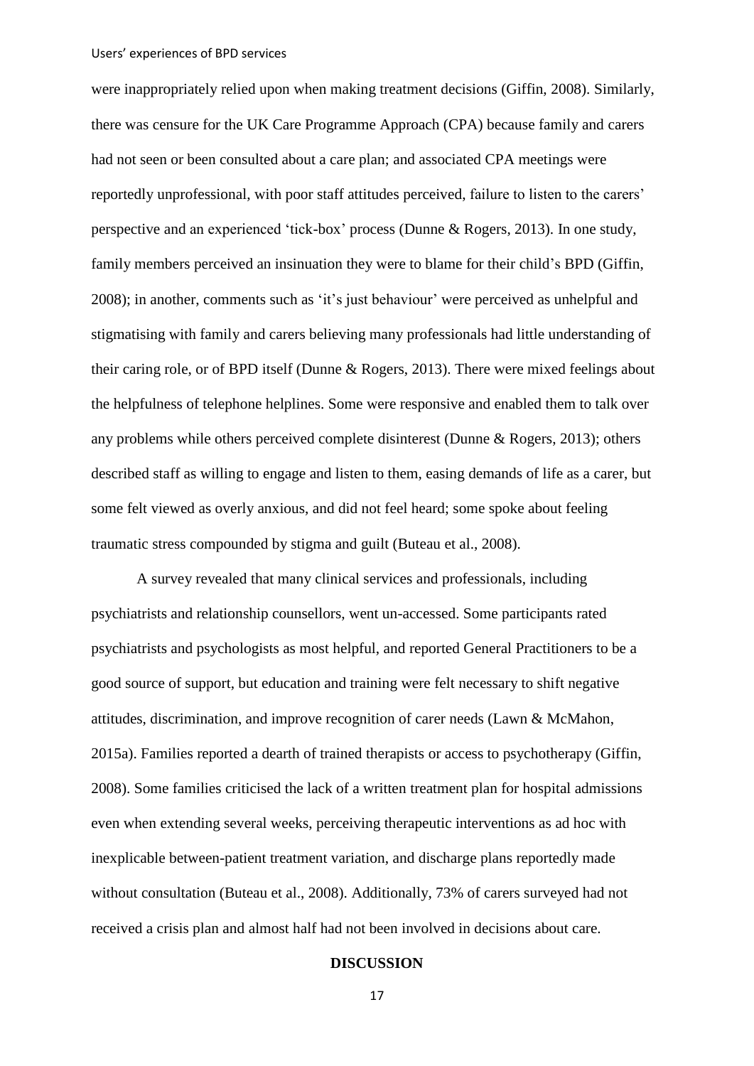were inappropriately relied upon when making treatment decisions (Giffin, 2008). Similarly, there was censure for the UK Care Programme Approach (CPA) because family and carers had not seen or been consulted about a care plan; and associated CPA meetings were reportedly unprofessional, with poor staff attitudes perceived, failure to listen to the carers' perspective and an experienced 'tick-box' process (Dunne & Rogers, 2013). In one study, family members perceived an insinuation they were to blame for their child's BPD (Giffin, 2008); in another, comments such as 'it's just behaviour' were perceived as unhelpful and stigmatising with family and carers believing many professionals had little understanding of their caring role, or of BPD itself (Dunne & Rogers, 2013). There were mixed feelings about the helpfulness of telephone helplines. Some were responsive and enabled them to talk over any problems while others perceived complete disinterest (Dunne & Rogers, 2013); others described staff as willing to engage and listen to them, easing demands of life as a carer, but some felt viewed as overly anxious, and did not feel heard; some spoke about feeling traumatic stress compounded by stigma and guilt (Buteau et al., 2008).

A survey revealed that many clinical services and professionals, including psychiatrists and relationship counsellors, went un-accessed. Some participants rated psychiatrists and psychologists as most helpful, and reported General Practitioners to be a good source of support, but education and training were felt necessary to shift negative attitudes, discrimination, and improve recognition of carer needs (Lawn & McMahon, 2015a). Families reported a dearth of trained therapists or access to psychotherapy (Giffin, 2008). Some families criticised the lack of a written treatment plan for hospital admissions even when extending several weeks, perceiving therapeutic interventions as ad hoc with inexplicable between-patient treatment variation, and discharge plans reportedly made without consultation (Buteau et al., 2008). Additionally, 73% of carers surveyed had not received a crisis plan and almost half had not been involved in decisions about care.

## DISCUSSION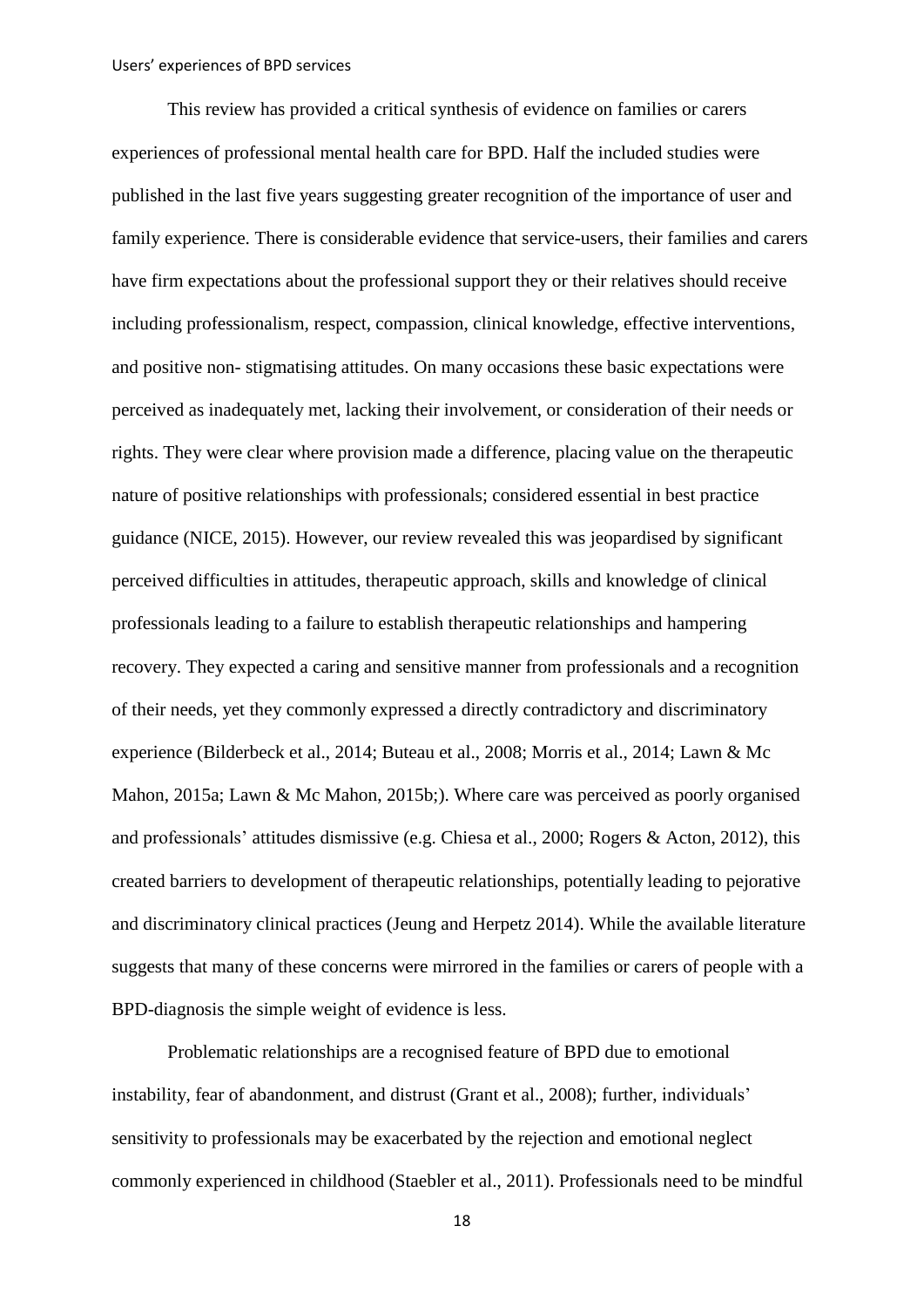This review has provided a critical synthesis of evidence on families or carers experiences of professional mental health care for BPD. Half the included studies were published in the last five years suggesting greater recognition of the importance of user and family experience. There is considerable evidence that service-users, their families and carers have firm expectations about the professional support they or their relatives should receive including professionalism, respect, compassion, clinical knowledge, effective interventions, and positive non- stigmatising attitudes. On many occasions these basic expectations were perceived as inadequately met, lacking their involvement, or consideration of their needs or rights. They were clear where provision made a difference, placing value on the therapeutic nature of positive relationships with professionals; considered essential in best practice guidance (NICE, 2015). However, our review revealed this was jeopardised by significant perceived difficulties in attitudes, therapeutic approach, skills and knowledge of clinical professionals leading to a failure to establish therapeutic relationships and hampering recovery. They expected a caring and sensitive manner from professionals and a recognition of their needs, yet they commonly expressed a directly contradictory and discriminatory experience (Bilderbeck et al., 2014; Buteau et al., 2008; Morris et al., 2014; Lawn & Mc Mahon, 2015a; Lawn & Mc Mahon, 2015b;). Where care was perceived as poorly organised and professionals' attitudes dismissive (e.g. Chiesa et al., 2000; Rogers & Acton, 2012), this created barriers to development of therapeutic relationships, potentially leading to pejorative and discriminatory clinical practices (Jeung and Herpetz 2014). While the available literature suggests that many of these concerns were mirrored in the families or carers of people with a BPD-diagnosis the simple weight of evidence is less.

Problematic relationships are a recognised feature of BPD due to emotional instability, fear of abandonment, and distrust (Grant et al., 2008); further, individuals' sensitivity to professionals may be exacerbated by the rejection and emotional neglect commonly experienced in childhood (Staebler et al., 2011). Professionals need to be mindful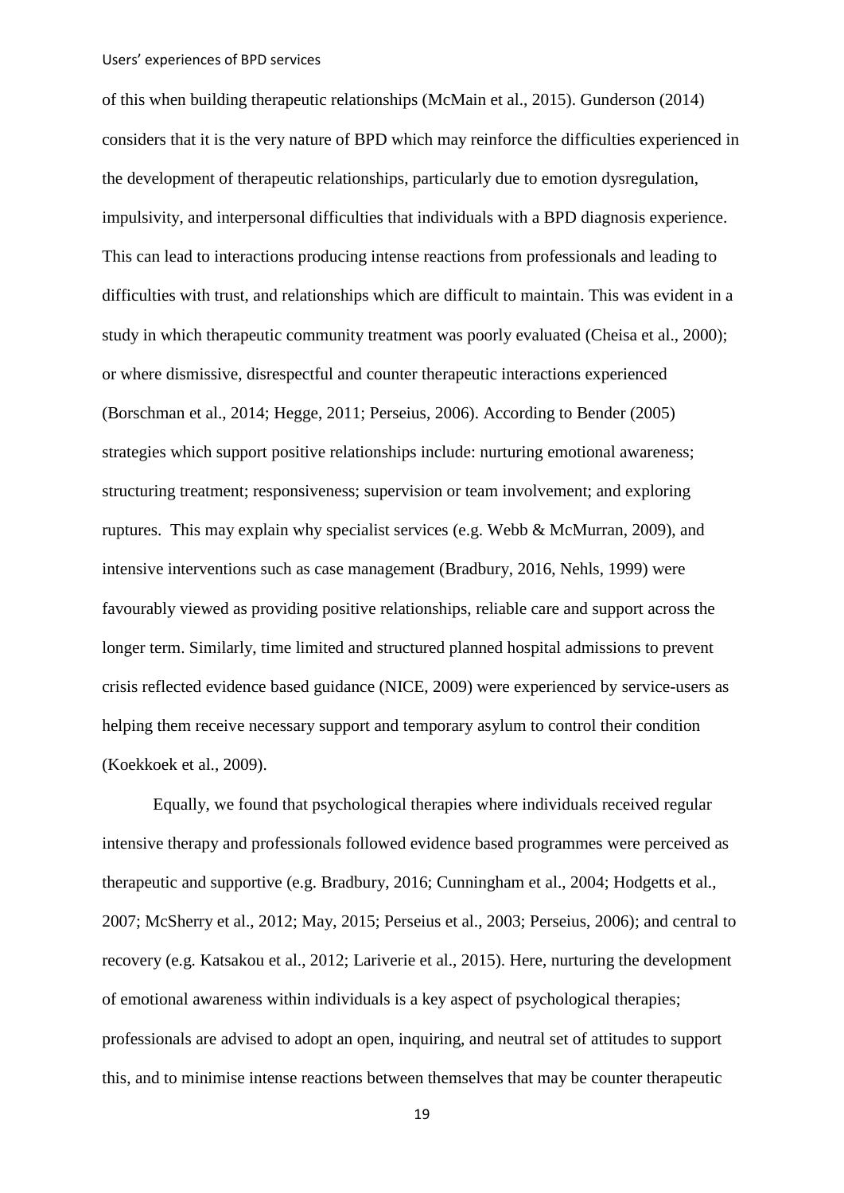of this when building therapeutic relationships (McMain et al., 2015). Gunderson (2014) considers that it is the very nature of BPD which may reinforce the difficulties experienced in the development of therapeutic relationships, particularly due to emotion dysregulation, impulsivity, and interpersonal difficulties that individuals with a BPD diagnosis experience. This can lead to interactions producing intense reactions from professionals and leading to difficulties with trust, and relationships which are difficult to maintain. This was evident in a study in which therapeutic community treatment was poorly evaluated (Cheisa et al., 2000); or where dismissive, disrespectful and counter therapeutic interactions experienced (Borschman et al., 2014; Hegge, 2011; Perseius, 2006). According to Bender (2005) strategies which support positive relationships include: nurturing emotional awareness; structuring treatment; responsiveness; supervision or team involvement; and exploring ruptures. This may explain why specialist services (e.g. Webb & McMurran, 2009), and intensive interventions such as case management (Bradbury, 2016, Nehls, 1999) were favourably viewed as providing positive relationships, reliable care and support across the longer term. Similarly, time limited and structured planned hospital admissions to prevent crisis reflected evidence based guidance (NICE, 2009) were experienced by service-users as helping them receive necessary support and temporary asylum to control their condition (Koekkoek et al., 2009).

Equally, we found that psychological therapies where individuals received regular intensive therapy and professionals followed evidence based programmes were perceived as therapeutic and supportive (e.g. Bradbury, 2016; Cunningham et al., 2004; Hodgetts et al., 2007; McSherry et al., 2012; May, 2015; Perseius et al., 2003; Perseius, 2006); and central to recovery (e.g. Katsakou et al., 2012; Lariverie et al., 2015). Here, nurturing the development of emotional awareness within individuals is a key aspect of psychological therapies; professionals are advised to adopt an open, inquiring, and neutral set of attitudes to support this, and to minimise intense reactions between themselves that may be counter therapeutic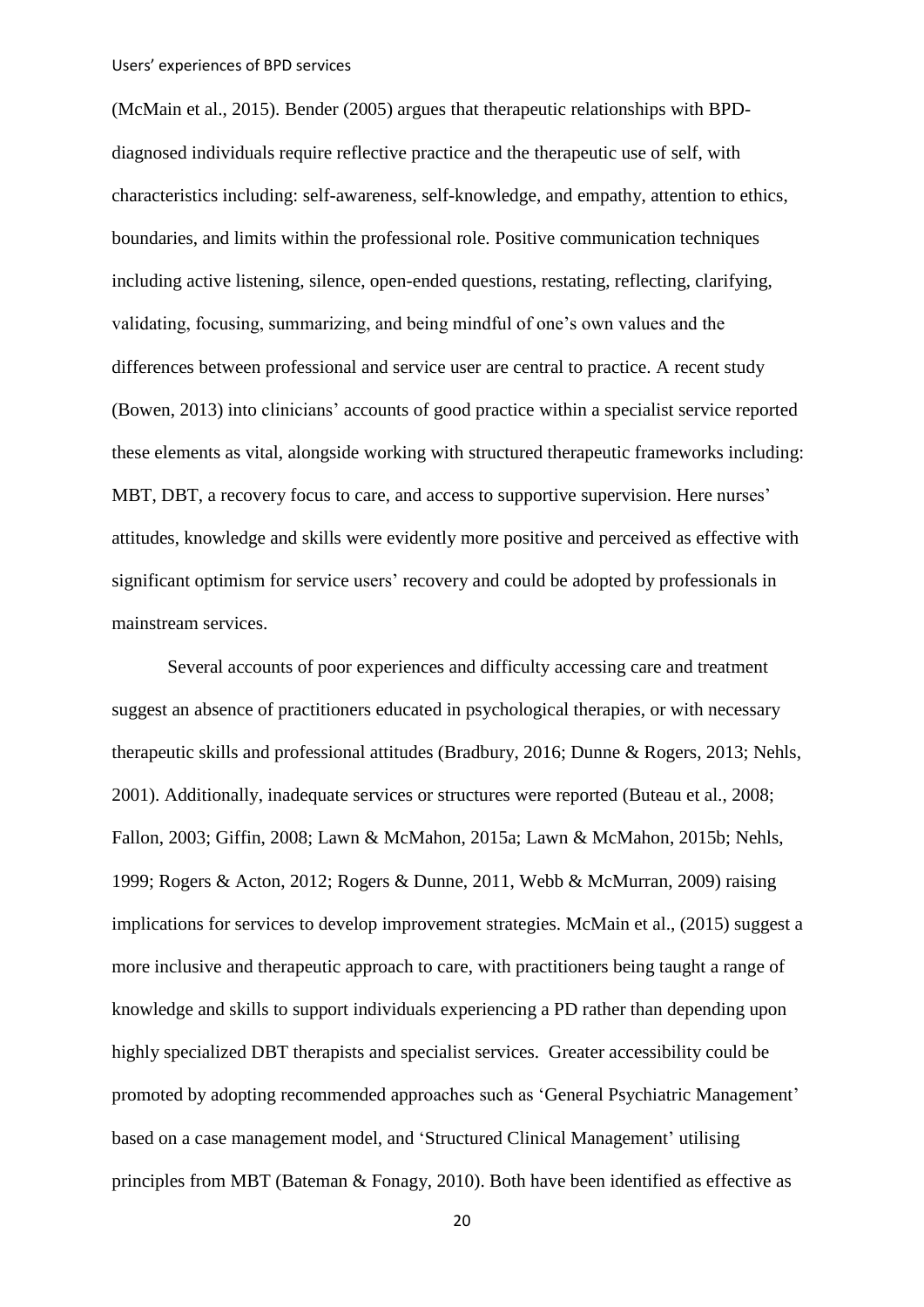(McMain et al., 2015). Bender (2005) argues that therapeutic relationships with BPD-diagnosed individuals require reflective practice and the therapeutic use of self, with characteristics including: self-awareness, self-knowledge, and empathy, attention to ethics, boundaries, and limits within the professional role. Positive communication techniques including active listening, silence, open-ended questions, restating, reflecting, clarifying, validating, focusing, summarizing, and being mindful of one's own values and the differences between professional and service user are central to practice. A recent study (Bowen, 2013) into clinicians' accounts of good practice within a specialist service reported these elements as vital, alongside working with structured therapeutic frameworks including: MBT, DBT, a recovery focus to care, and access to supportive supervision. Here nurses' attitudes, knowledge and skills were evidently more positive and perceived as effective with significant optimism for service users' recovery and could be adopted by professionals in mainstream services.

Several accounts of poor experiences and difficulty accessing care and treatment suggest an absence of practitioners educated in psychological therapies, or with necessary therapeutic skills and professional attitudes (Bradbury, 2016; Dunne & Rogers, 2013; Nehls, 2001). Additionally, inadequate services or structures were reported (Buteau et al., 2008; Fallon, 2003; Giffin, 2008; Lawn & McMahon, 2015a; Lawn & McMahon, 2015b; Nehls, 1999; Rogers & Acton, 2012; Rogers & Dunne, 2011, Webb & McMurran, 2009) raising implications for services to develop improvement strategies. McMain et al., (2015) suggest a more inclusive and therapeutic approach to care, with practitioners being taught a range of knowledge and skills to support individuals experiencing a PD rather than depending upon highly specialized DBT therapists and specialist services. Greater accessibility could be promoted by adopting recommended approaches such as 'General Psychiatric Management' based on a case management model, and 'Structured Clinical Management' utilising principles from MBT (Bateman & Fonagy, 2010). Both have been identified as effective as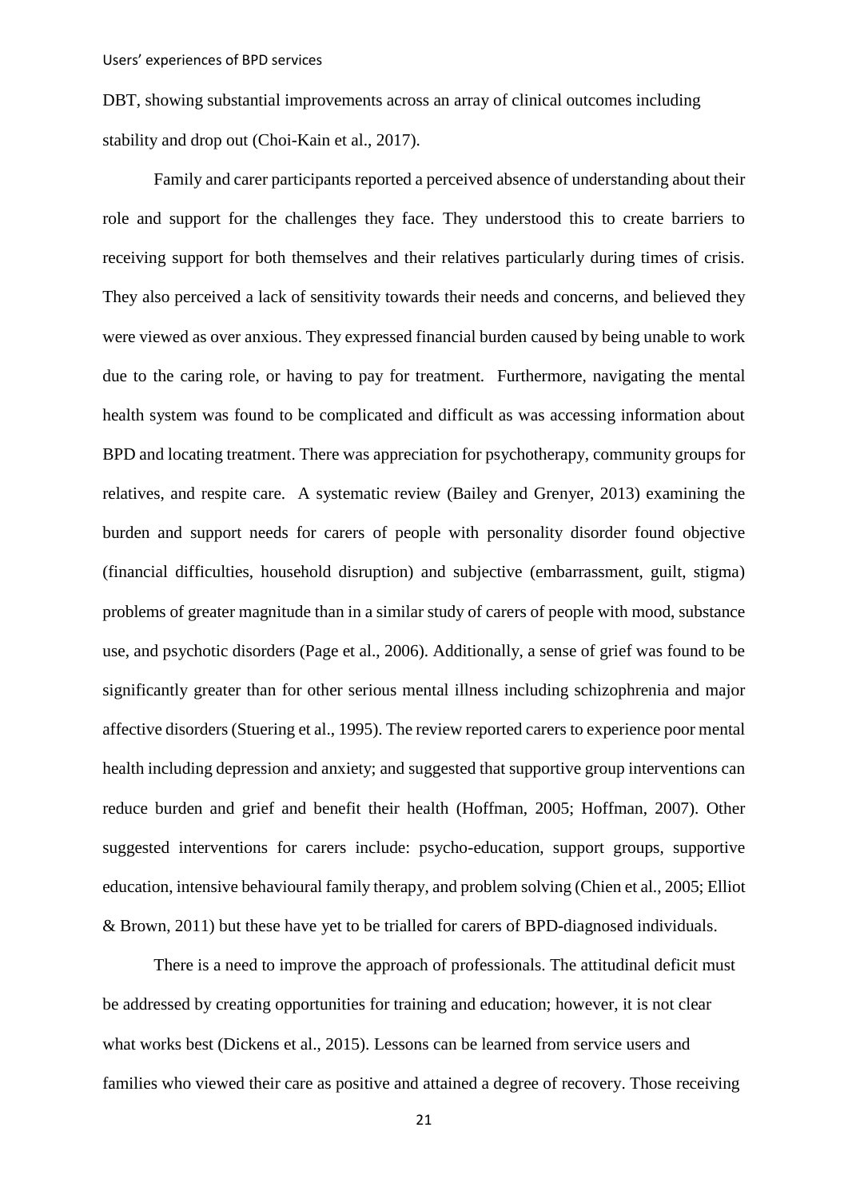DBT, showing substantial improvements across an array of clinical outcomes including stability and drop out (Choi-Kain et al., 2017).

Family and carer participants reported a perceived absence of understanding about their role and support for the challenges they face. They understood this to create barriers to receiving support for both themselves and their relatives particularly during times of crisis. They also perceived a lack of sensitivity towards their needs and concerns, and believed they were viewed as over anxious. They expressed financial burden caused by being unable to work due to the caring role, or having to pay for treatment. Furthermore, navigating the mental health system was found to be complicated and difficult as was accessing information about BPD and locating treatment. There was appreciation for psychotherapy, community groups for relatives, and respite care. A systematic review (Bailey and Grenyer, 2013) examining the burden and support needs for carers of people with personality disorder found objective (financial difficulties, household disruption) and subjective (embarrassment, guilt, stigma) problems of greater magnitude than in a similar study of carers of people with mood, substance use, and psychotic disorders (Page et al., 2006). Additionally, a sense of grief was found to be significantly greater than for other serious mental illness including schizophrenia and major affective disorders (Stuering et al., 1995). The review reported carers to experience poor mental health including depression and anxiety; and suggested that supportive group interventions can reduce burden and grief and benefit their health (Hoffman, 2005; Hoffman, 2007). Other suggested interventions for carers include: psycho-education, support groups, supportive education, intensive behavioural family therapy, and problem solving (Chien et al., 2005; Elliot & Brown, 2011) but these have yet to be trialled for carers of BPD-diagnosed individuals.

There is a need to improve the approach of professionals. The attitudinal deficit must be addressed by creating opportunities for training and education; however, it is not clear what works best (Dickens et al., 2015). Lessons can be learned from service users and families who viewed their care as positive and attained a degree of recovery. Those receiving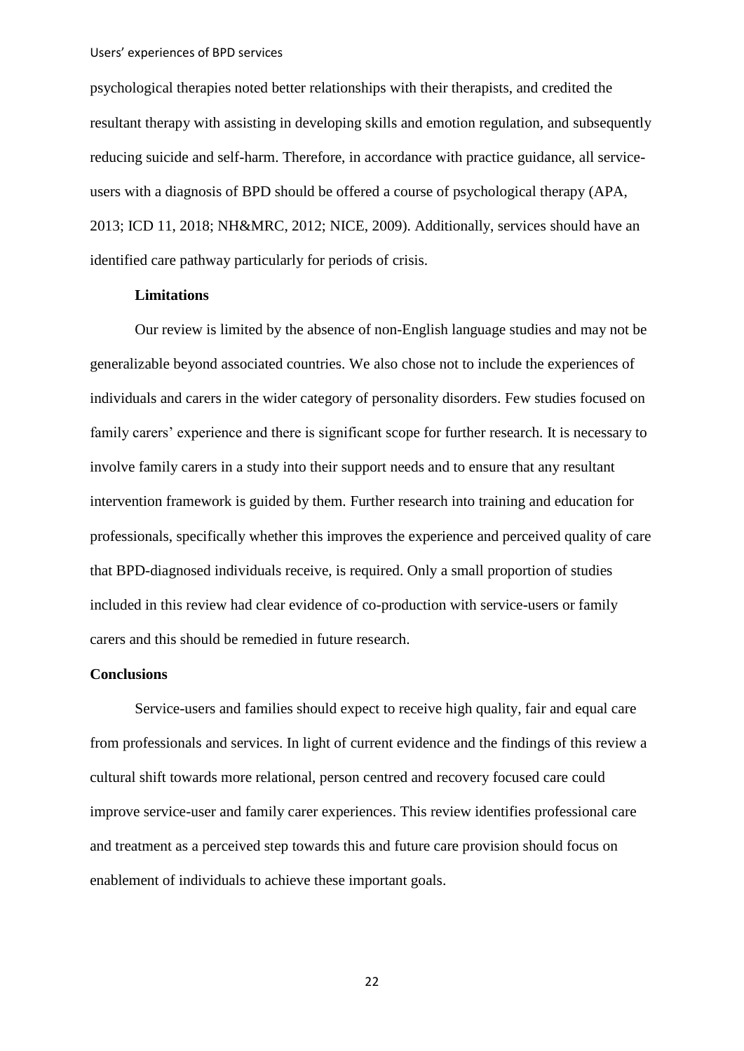psychological therapies noted better relationships with their therapists, and credited the resultant therapy with assisting in developing skills and emotion regulation, and subsequently reducing suicide and self-harm. Therefore, in accordance with practice guidance, all service-users with a diagnosis of BPD should be offered a course of psychological therapy (APA, 2013; ICD 11, 2018; NH&MRC, 2012; NICE, 2009). Additionally, services should have an identified care pathway particularly for periods of crisis.

### Limitations

Our review is limited by the absence of non-English language studies and may not be generalizable beyond associated countries. We also chose not to include the experiences of individuals and carers in the wider category of personality disorders. Few studies focused on family carers' experience and there is significant scope for further research. It is necessary to involve family carers in a study into their support needs and to ensure that any resultant intervention framework is guided by them. Further research into training and education for professionals, specifically whether this improves the experience and perceived quality of care that BPD-diagnosed individuals receive, is required. Only a small proportion of studies included in this review had clear evidence of co-production with service-users or family carers and this should be remedied in future research.

## Conclusions

Service-users and families should expect to receive high quality, fair and equal care from professionals and services. In light of current evidence and the findings of this review a cultural shift towards more relational, person centred and recovery focused care could improve service-user and family carer experiences. This review identifies professional care and treatment as a perceived step towards this and future care provision should focus on enablement of individuals to achieve these important goals.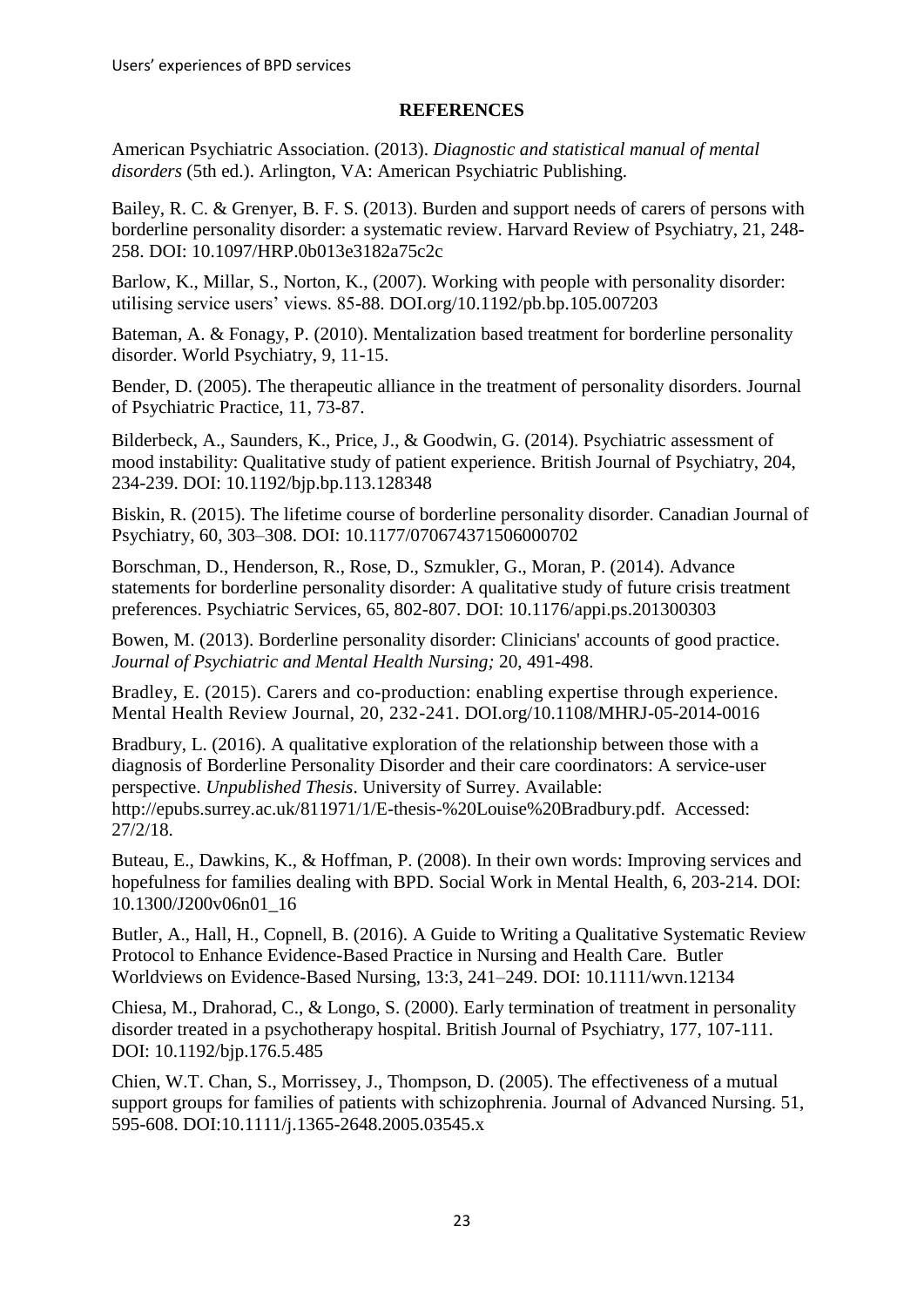## REFERENCES

American Psychiatric Association. (2013). *Diagnostic and statistical manual of mental disorders* (5th ed.). Arlington, VA: American Psychiatric Publishing.

Bailey, R. C. & Grenyer, B. F. S. (2013). Burden and support needs of carers of persons with borderline personality disorder: a systematic review. Harvard Review of Psychiatry, 21, 248-258. DOI: 10.1097/HRP.0b013e3182a75c2c

Barlow, K., Millar, S., Norton, K., (2007). Working with people with personality disorder: utilising service users' views. 85-88. DOI.org/10.1192/pb.bp.105.007203

Bateman, A. & Fonagy, P. (2010). Mentalization based treatment for borderline personality disorder. World Psychiatry, 9, 11-15.

Bender, D. (2005). The therapeutic alliance in the treatment of personality disorders. Journal of Psychiatric Practice, 11, 73-87.

Bilderbeck, A., Saunders, K., Price, J., & Goodwin, G. (2014). Psychiatric assessment of mood instability: Qualitative study of patient experience. British Journal of Psychiatry, 204, 234-239. DOI: 10.1192/bjp.bp.113.128348

Biskin, R. (2015). The lifetime course of borderline personality disorder. Canadian Journal of Psychiatry, 60, 303–308. DOI: 10.1177/070674371506000702

Borschman, D., Henderson, R., Rose, D., Szmukler, G., Moran, P. (2014). Advance statements for borderline personality disorder: A qualitative study of future crisis treatment preferences. Psychiatric Services, 65, 802-807. DOI: 10.1176/appi.ps.201300303

Bowen, M. (2013). Borderline personality disorder: Clinicians' accounts of good practice. *Journal of Psychiatric and Mental Health Nursing;* 20, 491-498.

Bradley, E. (2015). Carers and co-production: enabling expertise through experience. Mental Health Review Journal, 20, 232-241. DOI.org/10.1108/MHRJ-05-2014-0016

Bradbury, L. (2016). A qualitative exploration of the relationship between those with a diagnosis of Borderline Personality Disorder and their care coordinators: A service-user perspective. *Unpublished Thesis*. University of Surrey. Available: http://epubs.surrey.ac.uk/811971/1/E-thesis-%20Louise%20Bradbury.pdf. Accessed: 27/2/18.

Buteau, E., Dawkins, K., & Hoffman, P. (2008). In their own words: Improving services and hopefulness for families dealing with BPD. Social Work in Mental Health, 6, 203-214. DOI: 10.1300/J200v06n01_16

Butler, A., Hall, H., Copnell, B. (2016). A Guide to Writing a Qualitative Systematic Review Protocol to Enhance Evidence-Based Practice in Nursing and Health Care. Butler Worldviews on Evidence-Based Nursing, 13:3, 241–249. DOI: 10.1111/wvn.12134

Chiesa, M., Drahorad, C., & Longo, S. (2000). Early termination of treatment in personality disorder treated in a psychotherapy hospital. British Journal of Psychiatry, 177, 107-111. DOI: 10.1192/bjp.176.5.485

Chien, W.T. Chan, S., Morrissey, J., Thompson, D. (2005). The effectiveness of a mutual support groups for families of patients with schizophrenia. Journal of Advanced Nursing. 51, 595-608. DOI:10.1111/j.1365-2648.2005.03545.x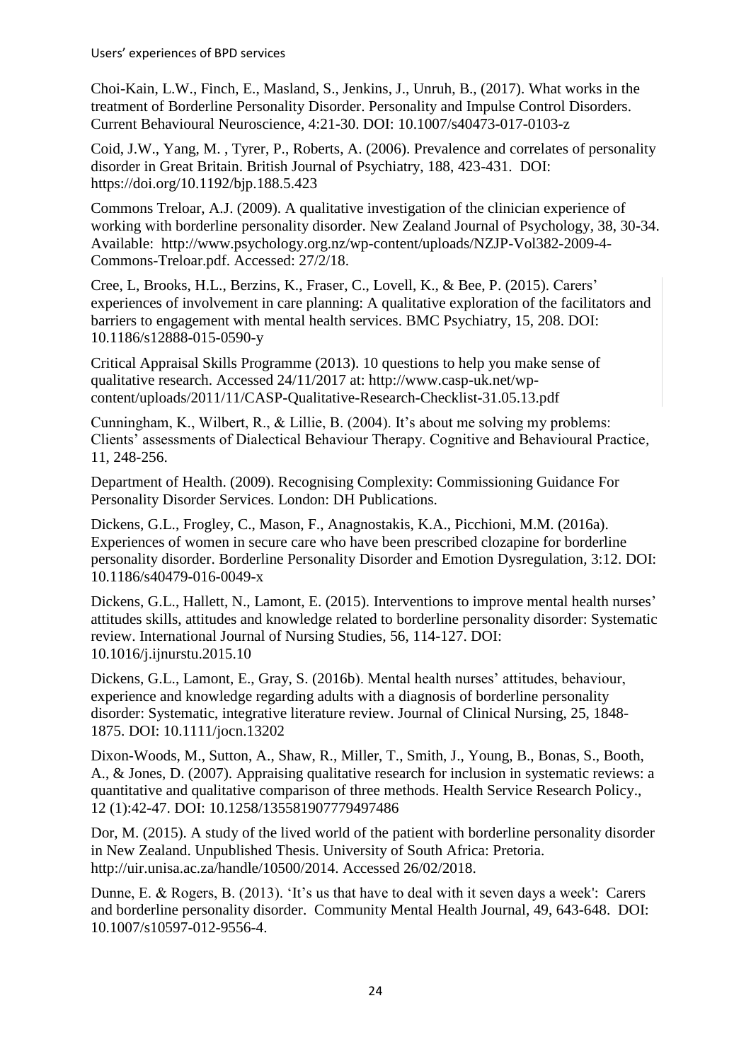Choi-Kain, L.W., Finch, E., Masland, S., Jenkins, J., Unruh, B., (2017). What works in the treatment of Borderline Personality Disorder. Personality and Impulse Control Disorders. Current Behavioural Neuroscience, 4:21-30. DOI: 10.1007/s40473-017-0103-z

Coid, J.W., Yang, M. , Tyrer, P., Roberts, A. (2006). Prevalence and correlates of personality disorder in Great Britain. British Journal of Psychiatry, 188, 423-431. DOI: https://doi.org/10.1192/bjp.188.5.423

Commons Treloar, A.J. (2009). A qualitative investigation of the clinician experience of working with borderline personality disorder. New Zealand Journal of Psychology, 38, 30-34. Available: http://www.psychology.org.nz/wp-content/uploads/NZJP-Vol382-2009-4-Commons-Treloar.pdf. Accessed: 27/2/18.

Cree, L, Brooks, H.L., Berzins, K., Fraser, C., Lovell, K., & Bee, P. (2015). Carers' experiences of involvement in care planning: A qualitative exploration of the facilitators and barriers to engagement with mental health services. BMC Psychiatry, 15, 208. DOI: 10.1186/s12888-015-0590-y

Critical Appraisal Skills Programme (2013). 10 questions to help you make sense of qualitative research. Accessed 24/11/2017 at: http://www.casp-uk.net/wp-content/uploads/2011/11/CASP-Qualitative-Research-Checklist-31.05.13.pdf

Cunningham, K., Wilbert, R., & Lillie, B. (2004). It's about me solving my problems: Clients' assessments of Dialectical Behaviour Therapy. Cognitive and Behavioural Practice, 11, 248-256.

Department of Health. (2009). Recognising Complexity: Commissioning Guidance For Personality Disorder Services. London: DH Publications.

Dickens, G.L., Frogley, C., Mason, F., Anagnostakis, K.A., Picchioni, M.M. (2016a). Experiences of women in secure care who have been prescribed clozapine for borderline personality disorder. Borderline Personality Disorder and Emotion Dysregulation, 3:12. DOI: 10.1186/s40479-016-0049-x

Dickens, G.L., Hallett, N., Lamont, E. (2015). Interventions to improve mental health nurses' attitudes skills, attitudes and knowledge related to borderline personality disorder: Systematic review. International Journal of Nursing Studies, 56, 114-127. DOI: 10.1016/j.ijnurstu.2015.10

Dickens, G.L., Lamont, E., Gray, S. (2016b). Mental health nurses' attitudes, behaviour, experience and knowledge regarding adults with a diagnosis of borderline personality disorder: Systematic, integrative literature review. Journal of Clinical Nursing, 25, 1848-1875. DOI: 10.1111/jocn.13202

Dixon-Woods, M., Sutton, A., Shaw, R., Miller, T., Smith, J., Young, B., Bonas, S., Booth, A., & Jones, D. (2007). Appraising qualitative research for inclusion in systematic reviews: a quantitative and qualitative comparison of three methods. Health Service Research Policy., 12 (1):42-47. DOI: 10.1258/135581907779497486

Dor, M. (2015). A study of the lived world of the patient with borderline personality disorder in New Zealand. Unpublished Thesis. University of South Africa: Pretoria. http://uir.unisa.ac.za/handle/10500/2014. Accessed 26/02/2018.

Dunne, E. & Rogers, B. (2013). 'It's us that have to deal with it seven days a week': Carers and borderline personality disorder. Community Mental Health Journal, 49, 643-648. DOI: 10.1007/s10597-012-9556-4.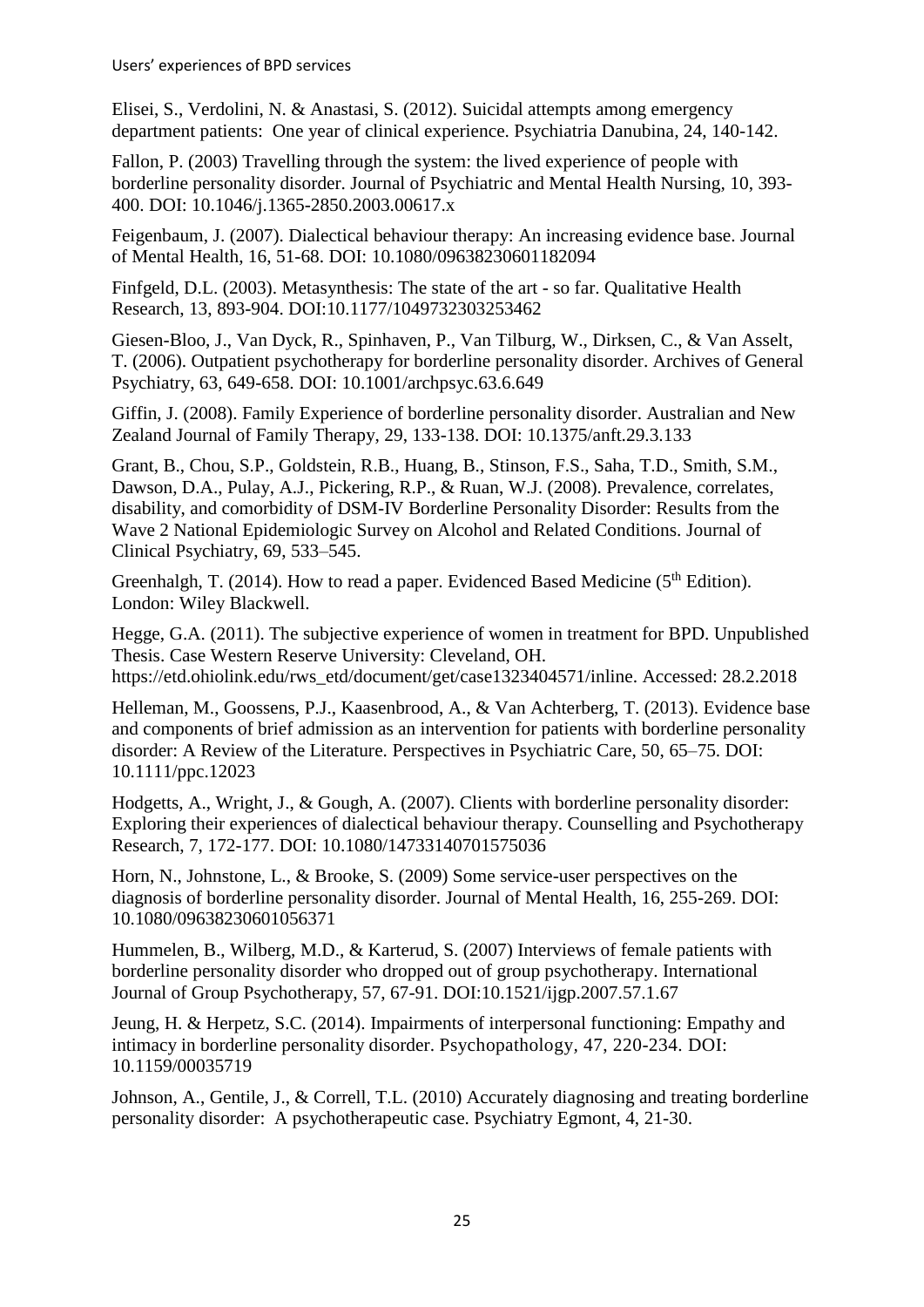Elisei, S., Verdolini, N. & Anastasi, S. (2012). Suicidal attempts among emergency department patients: One year of clinical experience. Psychiatria Danubina, 24, 140-142.

Fallon, P. (2003) Travelling through the system: the lived experience of people with borderline personality disorder. Journal of Psychiatric and Mental Health Nursing, 10, 393-400. DOI: 10.1046/j.1365-2850.2003.00617.x

Feigenbaum, J. (2007). Dialectical behaviour therapy: An increasing evidence base. Journal of Mental Health, 16, 51-68. DOI: 10.1080/09638230601182094

Finfgeld, D.L. (2003). Metasynthesis: The state of the art - so far. Qualitative Health Research, 13, 893-904. DOI:10.1177/1049732303253462

Giesen-Bloo, J., Van Dyck, R., Spinhaven, P., Van Tilburg, W., Dirksen, C., & Van Asselt, T. (2006). Outpatient psychotherapy for borderline personality disorder. Archives of General Psychiatry, 63, 649-658. DOI: 10.1001/archpsyc.63.6.649

Giffin, J. (2008). Family Experience of borderline personality disorder. Australian and New Zealand Journal of Family Therapy, 29, 133-138. DOI: 10.1375/anft.29.3.133

Grant, B., Chou, S.P., Goldstein, R.B., Huang, B., Stinson, F.S., Saha, T.D., Smith, S.M., Dawson, D.A., Pulay, A.J., Pickering, R.P., & Ruan, W.J. (2008). Prevalence, correlates, disability, and comorbidity of DSM-IV Borderline Personality Disorder: Results from the Wave 2 National Epidemiologic Survey on Alcohol and Related Conditions. Journal of Clinical Psychiatry, 69, 533–545.

Greenhalgh, T. (2014). How to read a paper. Evidenced Based Medicine (5th Edition). London: Wiley Blackwell.

Hegge, G.A. (2011). The subjective experience of women in treatment for BPD. Unpublished Thesis. Case Western Reserve University: Cleveland, OH. https://etd.ohiolink.edu/rws_etd/document/get/case1323404571/inline. Accessed: 28.2.2018

Helleman, M., Goossens, P.J., Kaasenbrood, A., & Van Achterberg, T. (2013). Evidence base and components of brief admission as an intervention for patients with borderline personality disorder: A Review of the Literature. Perspectives in Psychiatric Care, 50, 65–75. DOI: 10.1111/ppc.12023

Hodgetts, A., Wright, J., & Gough, A. (2007). Clients with borderline personality disorder: Exploring their experiences of dialectical behaviour therapy. Counselling and Psychotherapy Research, 7, 172-177. DOI: 10.1080/14733140701575036

Horn, N., Johnstone, L., & Brooke, S. (2009) Some service-user perspectives on the diagnosis of borderline personality disorder. Journal of Mental Health, 16, 255-269. DOI: 10.1080/09638230601056371

Hummelen, B., Wilberg, M.D., & Karterud, S. (2007) Interviews of female patients with borderline personality disorder who dropped out of group psychotherapy. International Journal of Group Psychotherapy, 57, 67-91. DOI:10.1521/ijgp.2007.57.1.67

Jeung, H. & Herpetz, S.C. (2014). Impairments of interpersonal functioning: Empathy and intimacy in borderline personality disorder. Psychopathology, 47, 220-234. DOI: 10.1159/00035719

Johnson, A., Gentile, J., & Correll, T.L. (2010) Accurately diagnosing and treating borderline personality disorder: A psychotherapeutic case. Psychiatry Egmont, 4, 21-30.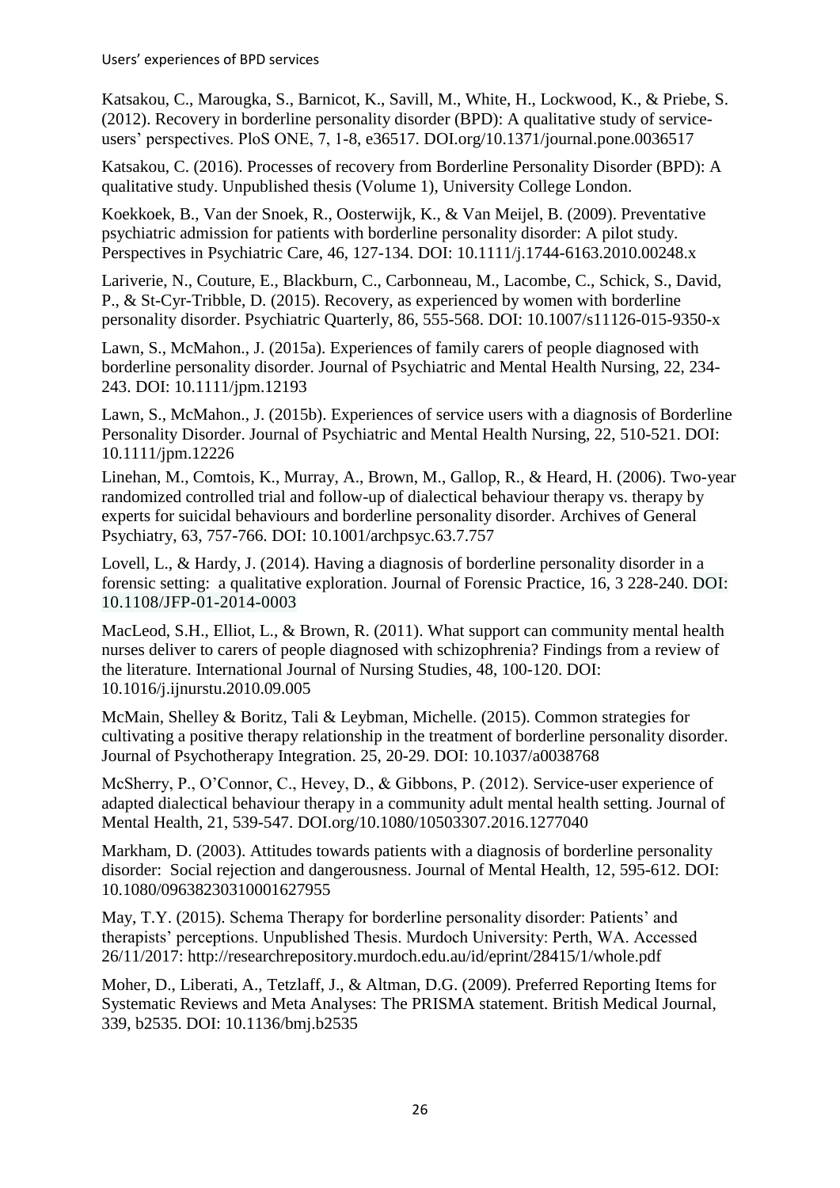Katsakou, C., Marougka, S., Barnicot, K., Savill, M., White, H., Lockwood, K., & Priebe, S. (2012). Recovery in borderline personality disorder (BPD): A qualitative study of service-users' perspectives. PloS ONE, 7, 1-8, e36517. DOI.org/10.1371/journal.pone.0036517

Katsakou, C. (2016). Processes of recovery from Borderline Personality Disorder (BPD): A qualitative study. Unpublished thesis (Volume 1), University College London.

Koekkoek, B., Van der Snoek, R., Oosterwijk, K., & Van Meijel, B. (2009). Preventative psychiatric admission for patients with borderline personality disorder: A pilot study. Perspectives in Psychiatric Care, 46, 127-134. DOI: 10.1111/j.1744-6163.2010.00248.x

Lariverie, N., Couture, E., Blackburn, C., Carbonneau, M., Lacombe, C., Schick, S., David, P., & St-Cyr-Tribble, D. (2015). Recovery, as experienced by women with borderline personality disorder. Psychiatric Quarterly, 86, 555-568. DOI: 10.1007/s11126-015-9350-x

Lawn, S., McMahon., J. (2015a). Experiences of family carers of people diagnosed with borderline personality disorder. Journal of Psychiatric and Mental Health Nursing, 22, 234-243. DOI: 10.1111/jpm.12193

Lawn, S., McMahon., J. (2015b). Experiences of service users with a diagnosis of Borderline Personality Disorder. Journal of Psychiatric and Mental Health Nursing, 22, 510-521. DOI: 10.1111/jpm.12226

Linehan, M., Comtois, K., Murray, A., Brown, M., Gallop, R., & Heard, H. (2006). Two-year randomized controlled trial and follow-up of dialectical behaviour therapy vs. therapy by experts for suicidal behaviours and borderline personality disorder. Archives of General Psychiatry, 63, 757-766. DOI: 10.1001/archpsyc.63.7.757

Lovell, L., & Hardy, J. (2014). Having a diagnosis of borderline personality disorder in a forensic setting: a qualitative exploration. Journal of Forensic Practice, 16, 3 228-240. DOI: 10.1108/JFP-01-2014-0003

MacLeod, S.H., Elliot, L., & Brown, R. (2011). What support can community mental health nurses deliver to carers of people diagnosed with schizophrenia? Findings from a review of the literature. International Journal of Nursing Studies, 48, 100-120. DOI: 10.1016/j.ijnurstu.2010.09.005

McMain, Shelley & Boritz, Tali & Leybman, Michelle. (2015). Common strategies for cultivating a positive therapy relationship in the treatment of borderline personality disorder. Journal of Psychotherapy Integration. 25, 20-29. DOI: 10.1037/a0038768

McSherry, P., O'Connor, C., Hevey, D., & Gibbons, P. (2012). Service-user experience of adapted dialectical behaviour therapy in a community adult mental health setting. Journal of Mental Health, 21, 539-547. DOI.org/10.1080/10503307.2016.1277040

Markham, D. (2003). Attitudes towards patients with a diagnosis of borderline personality disorder: Social rejection and dangerousness. Journal of Mental Health, 12, 595-612. DOI: 10.1080/09638230310001627955

May, T.Y. (2015). Schema Therapy for borderline personality disorder: Patients' and therapists' perceptions. Unpublished Thesis. Murdoch University: Perth, WA. Accessed 26/11/2017: http://researchrepository.murdoch.edu.au/id/eprint/28415/1/whole.pdf

Moher, D., Liberati, A., Tetzlaff, J., & Altman, D.G. (2009). Preferred Reporting Items for Systematic Reviews and Meta Analyses: The PRISMA statement. British Medical Journal, 339, b2535. DOI: 10.1136/bmj.b2535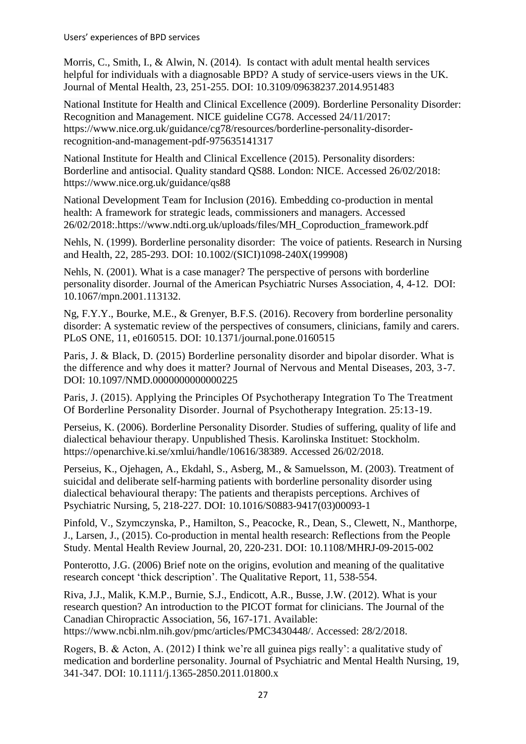Morris, C., Smith, I., & Alwin, N. (2014). Is contact with adult mental health services helpful for individuals with a diagnosable BPD? A study of service-users views in the UK. Journal of Mental Health, 23, 251-255. DOI: 10.3109/09638237.2014.951483

National Institute for Health and Clinical Excellence (2009). Borderline Personality Disorder: Recognition and Management. NICE guideline CG78. Accessed 24/11/2017: https://www.nice.org.uk/guidance/cg78/resources/borderline-personality-disorder-recognition-and-management-pdf-975635141317

National Institute for Health and Clinical Excellence (2015). Personality disorders: Borderline and antisocial. Quality standard QS88. London: NICE. Accessed 26/02/2018: https://www.nice.org.uk/guidance/qs88

National Development Team for Inclusion (2016). Embedding co-production in mental health: A framework for strategic leads, commissioners and managers. Accessed 26/02/2018:.https://www.ndti.org.uk/uploads/files/MH_Coproduction_framework.pdf

Nehls, N. (1999). Borderline personality disorder: The voice of patients. Research in Nursing and Health, 22, 285-293. DOI: 10.1002/(SICI)1098-240X(199908)

Nehls, N. (2001). What is a case manager? The perspective of persons with borderline personality disorder. Journal of the American Psychiatric Nurses Association, 4, 4-12. DOI: 10.1067/mpn.2001.113132.

Ng, F.Y.Y., Bourke, M.E., & Grenyer, B.F.S. (2016). Recovery from borderline personality disorder: A systematic review of the perspectives of consumers, clinicians, family and carers. PLoS ONE, 11, e0160515. DOI: 10.1371/journal.pone.0160515

Paris, J. & Black, D. (2015) Borderline personality disorder and bipolar disorder. What is the difference and why does it matter? Journal of Nervous and Mental Diseases, 203, 3-7. DOI: 10.1097/NMD.0000000000000225

Paris, J. (2015). Applying the Principles Of Psychotherapy Integration To The Treatment Of Borderline Personality Disorder. Journal of Psychotherapy Integration. 25:13-19.

Perseius, K. (2006). Borderline Personality Disorder. Studies of suffering, quality of life and dialectical behaviour therapy. Unpublished Thesis. Karolinska Instituet: Stockholm. https://openarchive.ki.se/xmlui/handle/10616/38389. Accessed 26/02/2018.

Perseius, K., Ojehagen, A., Ekdahl, S., Asberg, M., & Samuelsson, M. (2003). Treatment of suicidal and deliberate self-harming patients with borderline personality disorder using dialectical behavioural therapy: The patients and therapists perceptions. Archives of Psychiatric Nursing, 5, 218-227. DOI: 10.1016/S0883-9417(03)00093-1

Pinfold, V., Szymczynska, P., Hamilton, S., Peacocke, R., Dean, S., Clewett, N., Manthorpe, J., Larsen, J., (2015). Co-production in mental health research: Reflections from the People Study. Mental Health Review Journal, 20, 220-231. DOI: 10.1108/MHRJ-09-2015-002

Ponterotto, J.G. (2006) Brief note on the origins, evolution and meaning of the qualitative research concept 'thick description'. The Qualitative Report, 11, 538-554.

Riva, J.J., Malik, K.M.P., Burnie, S.J., Endicott, A.R., Busse, J.W. (2012). What is your research question? An introduction to the PICOT format for clinicians. The Journal of the Canadian Chiropractic Association, 56, 167-171. Available: https://www.ncbi.nlm.nih.gov/pmc/articles/PMC3430448/. Accessed: 28/2/2018.

Rogers, B. & Acton, A. (2012) I think we're all guinea pigs really': a qualitative study of medication and borderline personality. Journal of Psychiatric and Mental Health Nursing, 19, 341-347. DOI: 10.1111/j.1365-2850.2011.01800.x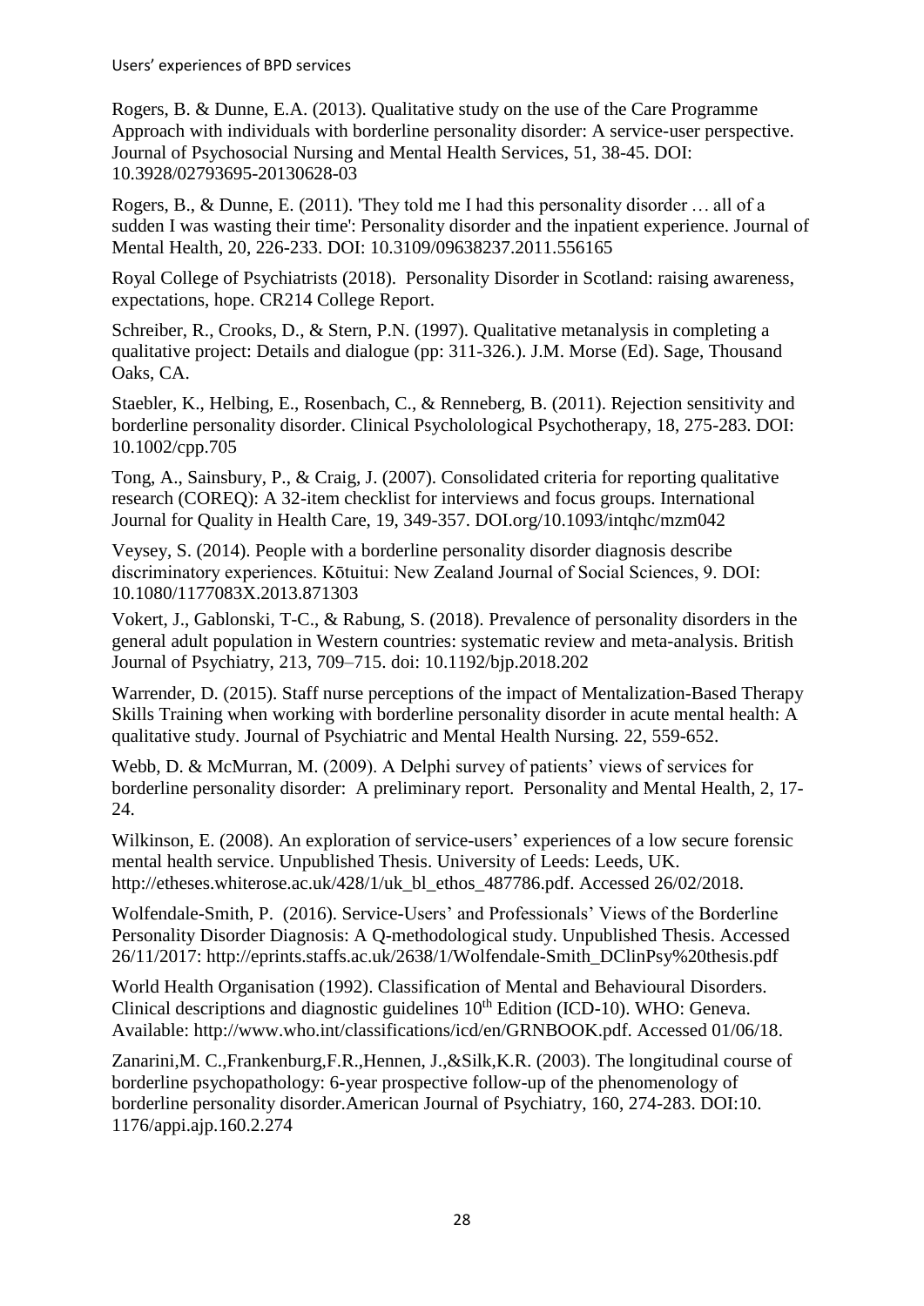Rogers, B. & Dunne, E.A. (2013). Qualitative study on the use of the Care Programme Approach with individuals with borderline personality disorder: A service-user perspective. Journal of Psychosocial Nursing and Mental Health Services, 51, 38-45. DOI: 10.3928/02793695-20130628-03

Rogers, B., & Dunne, E. (2011). 'They told me I had this personality disorder … all of a sudden I was wasting their time': Personality disorder and the inpatient experience. Journal of Mental Health, 20, 226-233. DOI: 10.3109/09638237.2011.556165

Royal College of Psychiatrists (2018). Personality Disorder in Scotland: raising awareness, expectations, hope. CR214 College Report.

Schreiber, R., Crooks, D., & Stern, P.N. (1997). Qualitative metanalysis in completing a qualitative project: Details and dialogue (pp: 311-326.). J.M. Morse (Ed). Sage, Thousand Oaks, CA.

Staebler, K., Helbing, E., Rosenbach, C., & Renneberg, B. (2011). Rejection sensitivity and borderline personality disorder. Clinical Psycholological Psychotherapy, 18, 275-283. DOI: 10.1002/cpp.705

Tong, A., Sainsbury, P., & Craig, J. (2007). Consolidated criteria for reporting qualitative research (COREQ): A 32-item checklist for interviews and focus groups. International Journal for Quality in Health Care, 19, 349-357. DOI.org/10.1093/intqhc/mzm042

Veysey, S. (2014). People with a borderline personality disorder diagnosis describe discriminatory experiences. Kōtuitui: New Zealand Journal of Social Sciences, 9. DOI: 10.1080/1177083X.2013.871303

Vokert, J., Gablonski, T-C., & Rabung, S. (2018). Prevalence of personality disorders in the general adult population in Western countries: systematic review and meta-analysis. British Journal of Psychiatry, 213, 709–715. doi: 10.1192/bjp.2018.202

Warrender, D. (2015). Staff nurse perceptions of the impact of Mentalization-Based Therapy Skills Training when working with borderline personality disorder in acute mental health: A qualitative study. Journal of Psychiatric and Mental Health Nursing. 22, 559-652.

Webb, D. & McMurran, M. (2009). A Delphi survey of patients' views of services for borderline personality disorder: A preliminary report. Personality and Mental Health, 2, 17-24.

Wilkinson, E. (2008). An exploration of service-users' experiences of a low secure forensic mental health service. Unpublished Thesis. University of Leeds: Leeds, UK. http://etheses.whiterose.ac.uk/428/1/uk_bl_ethos_487786.pdf. Accessed 26/02/2018.

Wolfendale-Smith, P. (2016). Service-Users' and Professionals' Views of the Borderline Personality Disorder Diagnosis: A Q-methodological study. Unpublished Thesis. Accessed 26/11/2017: http://eprints.staffs.ac.uk/2638/1/Wolfendale-Smith_DClinPsy%20thesis.pdf

World Health Organisation (1992). Classification of Mental and Behavioural Disorders. Clinical descriptions and diagnostic guidelines 10th Edition (ICD-10). WHO: Geneva. Available: http://www.who.int/classifications/icd/en/GRNBOOK.pdf. Accessed 01/06/18.

Zanarini,M. C.,Frankenburg,F.R.,Hennen, J.,&Silk,K.R. (2003). The longitudinal course of borderline psychopathology: 6-year prospective follow-up of the phenomenology of borderline personality disorder.American Journal of Psychiatry, 160, 274-283. DOI:10. 1176/appi.ajp.160.2.274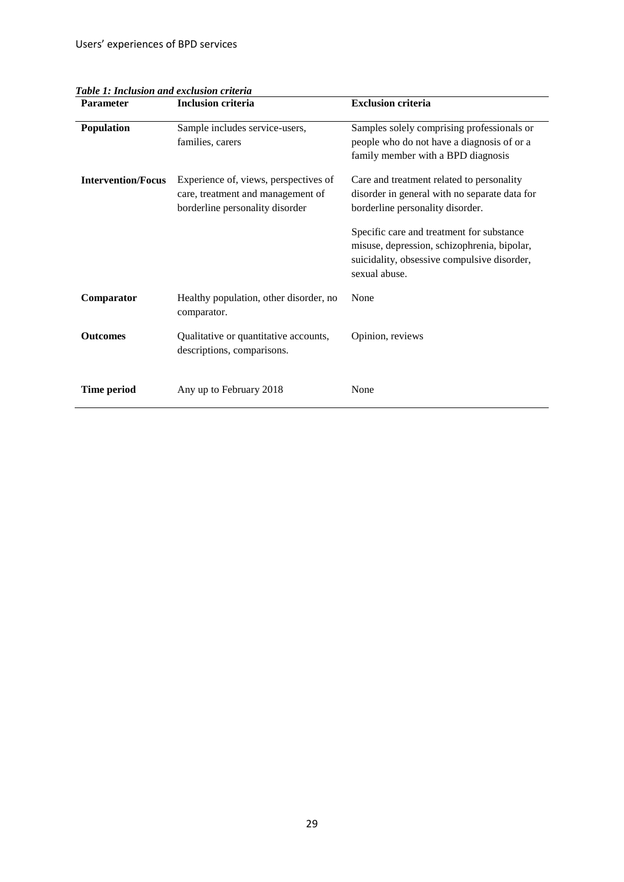***Table 1: Inclusion and exclusion criteria***

| Parameter | Inclusion criteria | Exclusion criteria |
|---|---|---|
| **Population** | Sample includes service-users, families, carers | Samples solely comprising professionals or people who do not have a diagnosis of or a family member with a BPD diagnosis |
| **Intervention/Focus** | Experience of, views, perspectives of care, treatment and management of borderline personality disorder | Care and treatment related to personality disorder in general with no separate data for borderline personality disorder.<br><br>Specific care and treatment for substance misuse, depression, schizophrenia, bipolar, suicidality, obsessive compulsive disorder, sexual abuse. |
| **Comparator** | Healthy population, other disorder, no comparator. | None |
| **Outcomes** | Qualitative or quantitative accounts, descriptions, comparisons. | Opinion, reviews |
| **Time period** | Any up to February 2018 | None |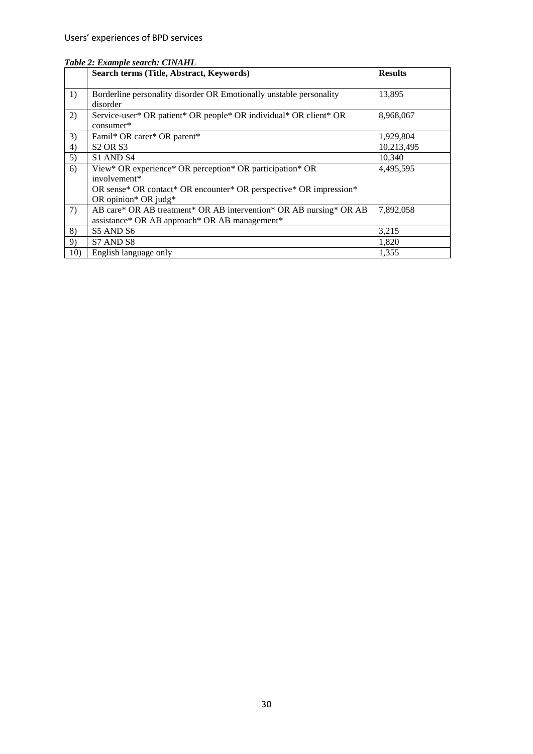***Table 2: Example search: CINAHL***

| | **Search terms (Title, Abstract, Keywords)** | **Results** |
|---|---|---|
| 1) | Borderline personality disorder OR Emotionally unstable personality disorder | 13,895 |
| 2) | Service-user* OR patient* OR people* OR individual* OR client* OR consumer* | 8,968,067 |
| 3) | Famil* OR carer* OR parent* | 1,929,804 |
| 4) | S2 OR S3 | 10,213,495 |
| 5) | S1 AND S4 | 10,340 |
| 6) | View* OR experience* OR perception* OR participation* OR involvement* OR sense* OR contact* OR encounter* OR perspective* OR impression* OR opinion* OR judg* | 4,495,595 |
| 7) | AB care* OR AB treatment* OR AB intervention* OR AB nursing* OR AB assistance* OR AB approach* OR AB management* | 7,892,058 |
| 8) | S5 AND S6 | 3,215 |
| 9) | S7 AND S8 | 1,820 |
| 10) | English language only | 1,355 |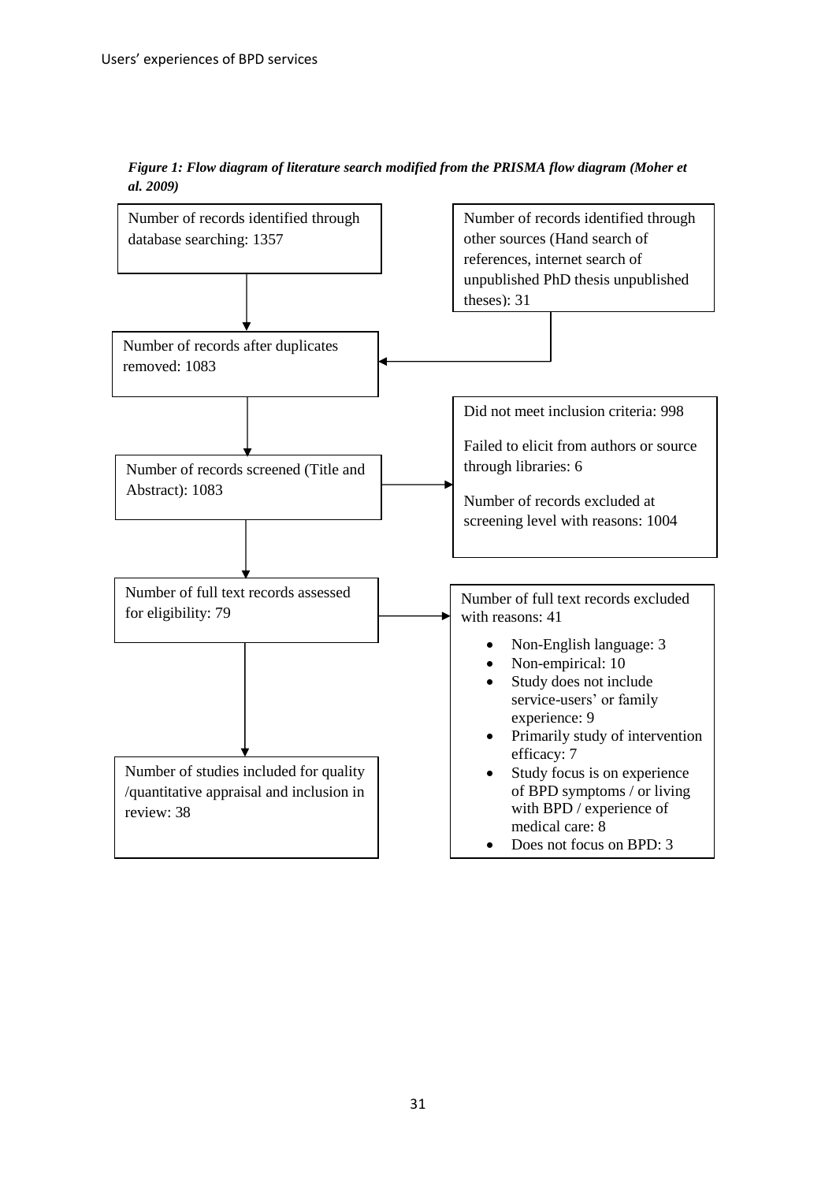***Figure 1: Flow diagram of literature search modified from the PRISMA flow diagram (Moher et al. 2009)***

Number of records identified through database searching: 1357

Number of records identified through other sources (Hand search of references, internet search of unpublished PhD thesis unpublished theses): 31

Number of records after duplicates removed: 1083

Number of records screened (Title and Abstract): 1083

Did not meet inclusion criteria: 998

Failed to elicit from authors or source through libraries: 6

Number of records excluded at screening level with reasons: 1004

Number of full text records assessed for eligibility: 79

Number of full text records excluded with reasons: 41

- Non-English language: 3
- Non-empirical: 10
- Study does not include service-users' or family experience: 9
- Primarily study of intervention efficacy: 7
- Study focus is on experience of BPD symptoms / or living with BPD / experience of medical care: 8
- Does not focus on BPD: 3

Number of studies included for quality /quantitative appraisal and inclusion in review: 38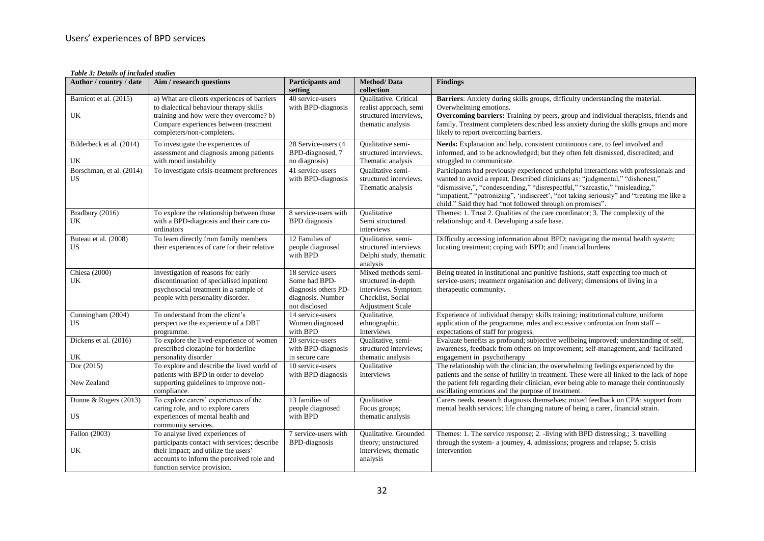*Table 3: Details of included studies*

| Author / country / date | Aim / research questions | Participants and setting | Method/ Data collection | Findings |
|---|---|---|---|---|
| Barnicot et al. (2015)<br><br>UK | a) What are clients experiences of barriers to dialectical behaviour therapy skills training and how were they overcome? b) Compare experiences between treatment completers/non-completers. | 40 service-users with BPD-diagnosis | Qualitative. Critical realist approach, semi structured interviews, thematic analysis | **Barriers**: Anxiety during skills groups, difficulty understanding the material. Overwhelming emotions.<br>**Overcoming barriers:** Training by peers, group and individual therapists, friends and family. Treatment completers described less anxiety during the skills groups and more likely to report overcoming barriers. |
| Bilderbeck et al. (2014)<br><br>UK | To investigate the experiences of assessment and diagnosis among patients with mood instability | 28 Service-users (4 BPD-diagnosed, 7 no diagnosis) | Qualitative semi-structured interviews. Thematic analysis | **Needs:** Explanation and help, consistent continuous care, to feel involved and informed, and to be acknowledged; but they often felt dismissed, discredited; and struggled to communicate. |
| Borschman, et al. (2014)<br>US | To investigate crisis-treatment preferences | 41 service-users with BPD-diagnosis | Qualitative semi-structured interviews. Thematic analysis | Participants had previously experienced unhelpful interactions with professionals and wanted to avoid a repeat. Described clinicians as: "judgmental," "dishonest," "dismissive,", "condescending," "disrespectful," "sarcastic," "misleading," "impatient," "patronizing", 'indiscreet', "not taking seriously" and "treating me like a child." Said they had "not followed through on promises". |
| Bradbury (2016)<br>UK | To explore the relationship between those with a BPD-diagnosis and their care co-ordinators | 8 service-users with BPD diagnosis | Qualitative<br>Semi structured interviews | Themes: 1. Trust 2. Qualities of the care coordinator; 3. The complexity of the relationship; and 4. Developing a safe base. |
| Buteau et al. (2008)<br>US | To learn directly from family members their experiences of care for their relative | 12 Families of people diagnosed with BPD | Qualitative, semi-structured interviews Delphi study, thematic analysis | Difficulty accessing information about BPD; navigating the mental health system; locating treatment; coping with BPD; and financial burdens |
| Chiesa (2000)<br>UK | Investigation of reasons for early discontinuation of specialised inpatient psychosocial treatment in a sample of people with personality disorder. | 18 service-users Some had BPD-diagnosis others PD-diagnosis. Number not disclosed | Mixed methods semi-structured in-depth interviews. Symptom Checklist, Social Adjustment Scale | Being treated in institutional and punitive fashions, staff expecting too much of service-users; treatment organisation and delivery; dimensions of living in a therapeutic community. |
| Cunningham (2004)<br>US | To understand from the client's perspective the experience of a DBT programme. | 14 service-users Women diagnosed with BPD | Qualitative, ethnographic. Interviews | Experience of individual therapy; skills training; institutional culture, uniform application of the programme, rules and excessive confrontation from staff – expectations of staff for progress. |
| Dickens et al. (2016)<br><br>UK | To explore the lived-experience of women prescribed clozapine for borderline personality disorder | 20 service-users with BPD-diagnosis in secure care | Qualitative, semi-structured interviews; thematic analysis | Evaluate benefits as profound; subjective wellbeing improved; understanding of self, awareness, feedback from others on improvement; self-management, and/ facilitated engagement in psychotherapy |
| Dor (2015)<br><br>New Zealand | To explore and describe the lived world of patients with BPD in order to develop supporting guidelines to improve non-compliance. | 10 service-users with BPD diagnosis | Qualitative<br>Interviews | The relationship with the clinician, the overwhelming feelings experienced by the patients and the sense of futility in treatment. These were all linked to the lack of hope the patient felt regarding their clinician, ever being able to manage their continuously oscillating emotions and the purpose of treatment. |
| Dunne & Rogers (2013)<br><br>US | To explore carers' experiences of the caring role, and to explore carers experiences of mental health and community services. | 13 families of people diagnosed with BPD | Qualitative<br>Focus groups; thematic analysis | Carers needs, research diagnosis themselves; mixed feedback on CPA; support from mental health services; life changing nature of being a carer, financial strain. |
| Fallon (2003)<br><br>UK | To analyse lived experiences of participants contact with services; describe their impact; and utilize the users' accounts to inform the perceived role and function service provision. | 7 service-users with BPD-diagnosis | Qualitative. Grounded theory; unstructured interviews; thematic analysis | Themes: 1. The service response; 2. -living with BPD distressing.; 3. travelling through the system- a journey, 4. admissions; progress and relapse; 5. crisis intervention |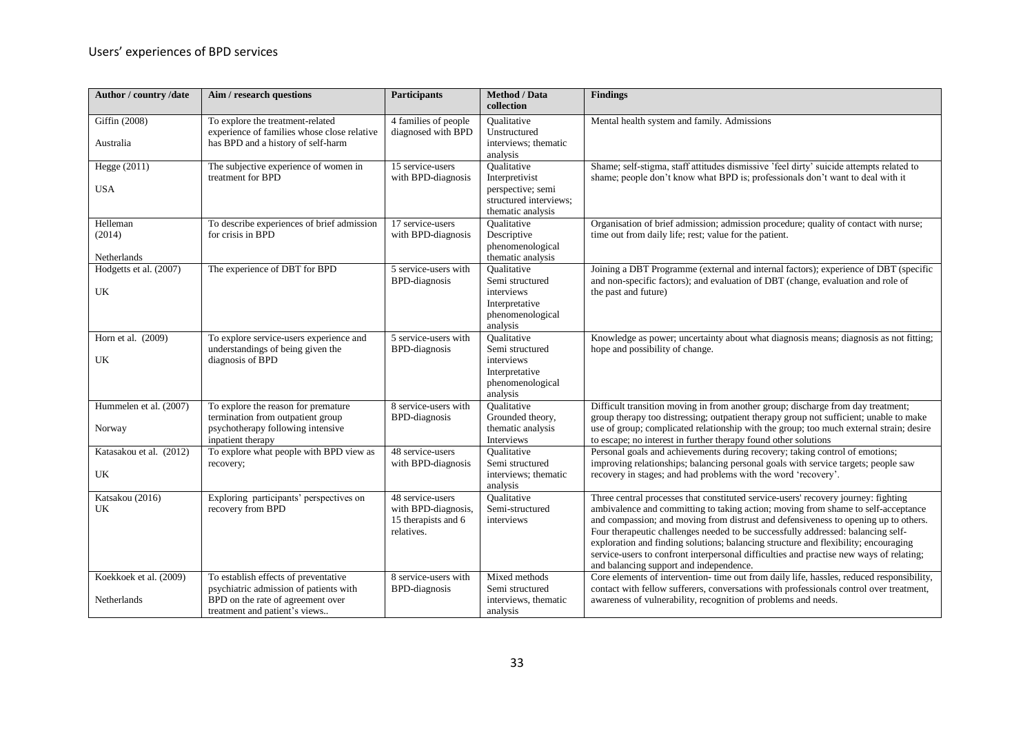| Author / country /date | Aim / research questions | Participants | Method / Data collection | Findings |
|---|---|---|---|---|
| Giffin (2008)<br><br>Australia | To explore the treatment-related experience of families whose close relative has BPD and a history of self-harm | 4 families of people diagnosed with BPD | Qualitative Unstructured interviews; thematic analysis | Mental health system and family. Admissions |
| Hegge (2011)<br><br>USA | The subjective experience of women in treatment for BPD | 15 service-users with BPD-diagnosis | Qualitative Interpretivist perspective; semi structured interviews; thematic analysis | Shame; self-stigma, staff attitudes dismissive 'feel dirty' suicide attempts related to shame; people don't know what BPD is; professionals don't want to deal with it |
| Helleman (2014)<br><br>Netherlands | To describe experiences of brief admission for crisis in BPD | 17 service-users with BPD-diagnosis | Qualitative Descriptive phenomenological thematic analysis | Organisation of brief admission; admission procedure; quality of contact with nurse; time out from daily life; rest; value for the patient. |
| Hodgetts et al. (2007)<br><br>UK | The experience of DBT for BPD | 5 service-users with BPD-diagnosis | Qualitative Semi structured interviews Interpretative phenomenological analysis | Joining a DBT Programme (external and internal factors); experience of DBT (specific and non-specific factors); and evaluation of DBT (change, evaluation and role of the past and future) |
| Horn et al. (2009)<br><br>UK | To explore service-users experience and understandings of being given the diagnosis of BPD | 5 service-users with BPD-diagnosis | Qualitative Semi structured interviews Interpretative phenomenological analysis | Knowledge as power; uncertainty about what diagnosis means; diagnosis as not fitting; hope and possibility of change. |
| Hummelen et al. (2007)<br><br>Norway | To explore the reason for premature termination from outpatient group psychotherapy following intensive inpatient therapy | 8 service-users with BPD-diagnosis | Qualitative Grounded theory, thematic analysis Interviews | Difficult transition moving in from another group; discharge from day treatment; group therapy too distressing; outpatient therapy group not sufficient; unable to make use of group; complicated relationship with the group; too much external strain; desire to escape; no interest in further therapy found other solutions |
| Katasakou et al. (2012)<br><br>UK | To explore what people with BPD view as recovery; | 48 service-users with BPD-diagnosis | Qualitative Semi structured interviews; thematic analysis | Personal goals and achievements during recovery; taking control of emotions; improving relationships; balancing personal goals with service targets; people saw recovery in stages; and had problems with the word 'recovery'. |
| Katsakou (2016)<br>UK | Exploring participants' perspectives on recovery from BPD | 48 service-users with BPD-diagnosis, 15 therapists and 6 relatives. | Qualitative Semi-structured interviews | Three central processes that constituted service-users' recovery journey: fighting ambivalence and committing to taking action; moving from shame to self-acceptance and compassion; and moving from distrust and defensiveness to opening up to others. Four therapeutic challenges needed to be successfully addressed: balancing self-exploration and finding solutions; balancing structure and flexibility; encouraging service-users to confront interpersonal difficulties and practise new ways of relating; and balancing support and independence. |
| Koekkoek et al. (2009)<br><br>Netherlands | To establish effects of preventative psychiatric admission of patients with BPD on the rate of agreement over treatment and patient's views.. | 8 service-users with BPD-diagnosis | Mixed methods Semi structured interviews, thematic analysis | Core elements of intervention- time out from daily life, hassles, reduced responsibility, contact with fellow sufferers, conversations with professionals control over treatment, awareness of vulnerability, recognition of problems and needs. |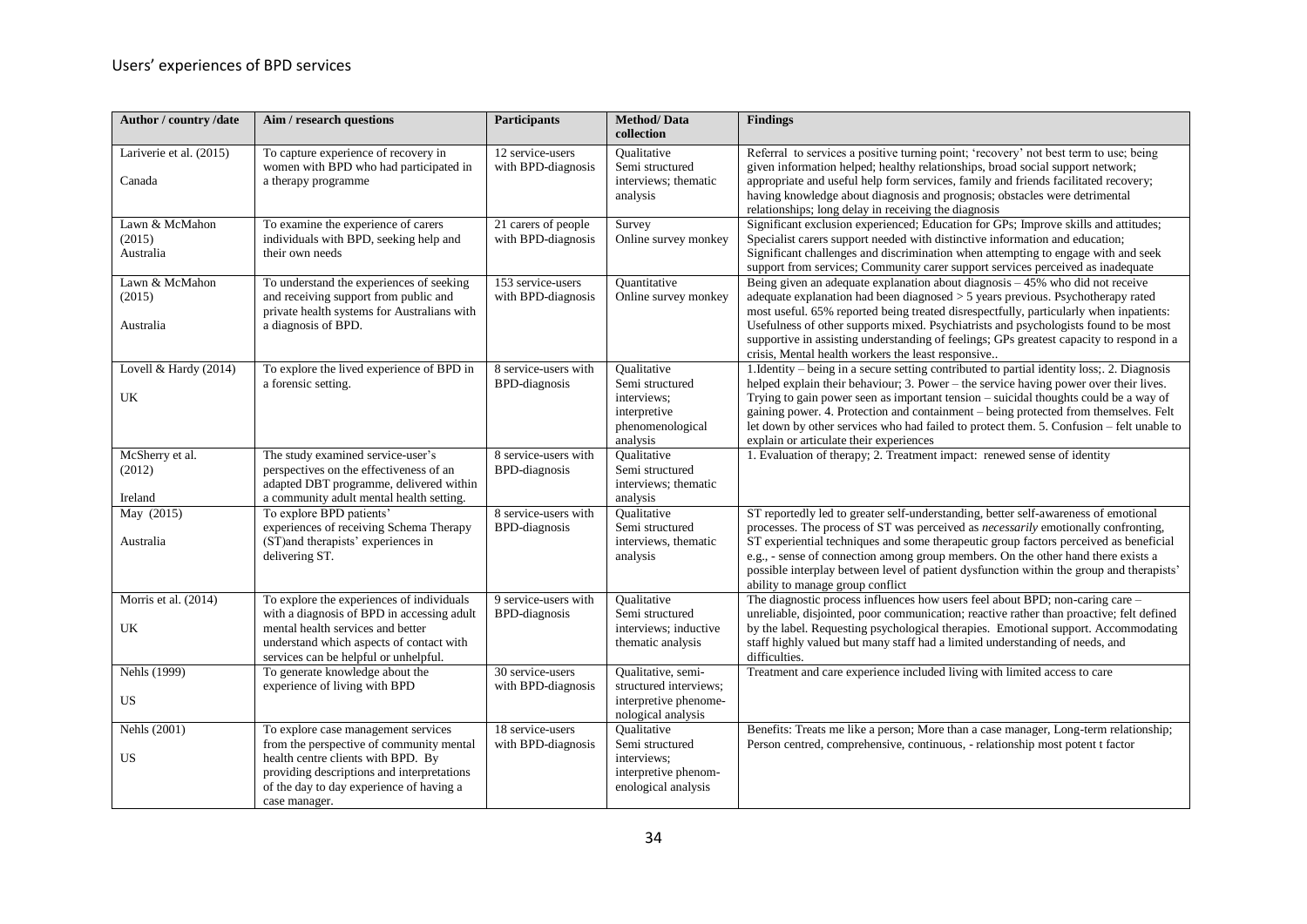| Author / country /date | Aim / research questions | Participants | Method/ Data collection | Findings |
|---|---|---|---|---|
| Lariverie et al. (2015) Canada | To capture experience of recovery in women with BPD who had participated in a therapy programme | 12 service-users with BPD-diagnosis | Qualitative Semi structured interviews; thematic analysis | Referral to services a positive turning point; 'recovery' not best term to use; being given information helped; healthy relationships, broad social support network; appropriate and useful help form services, family and friends facilitated recovery; having knowledge about diagnosis and prognosis; obstacles were detrimental relationships; long delay in receiving the diagnosis |
| Lawn & McMahon (2015) Australia | To examine the experience of carers individuals with BPD, seeking help and their own needs | 21 carers of people with BPD-diagnosis | Survey Online survey monkey | Significant exclusion experienced; Education for GPs; Improve skills and attitudes; Specialist carers support needed with distinctive information and education; Significant challenges and discrimination when attempting to engage with and seek support from services; Community carer support services perceived as inadequate |
| Lawn & McMahon (2015) Australia | To understand the experiences of seeking and receiving support from public and private health systems for Australians with a diagnosis of BPD. | 153 service-users with BPD-diagnosis | Quantitative Online survey monkey | Being given an adequate explanation about diagnosis – 45% who did not receive adequate explanation had been diagnosed > 5 years previous. Psychotherapy rated most useful. 65% reported being treated disrespectfully, particularly when inpatients: Usefulness of other supports mixed. Psychiatrists and psychologists found to be most supportive in assisting understanding of feelings; GPs greatest capacity to respond in a crisis, Mental health workers the least responsive.. |
| Lovell & Hardy (2014) UK | To explore the lived experience of BPD in a forensic setting. | 8 service-users with BPD-diagnosis | Qualitative Semi structured interviews; interpretive phenomenological analysis | 1.Identity – being in a secure setting contributed to partial identity loss;. 2. Diagnosis helped explain their behaviour; 3. Power – the service having power over their lives. Trying to gain power seen as important tension – suicidal thoughts could be a way of gaining power. 4. Protection and containment – being protected from themselves. Felt let down by other services who had failed to protect them. 5. Confusion – felt unable to explain or articulate their experiences |
| McSherry et al. (2012) Ireland | The study examined service-user's perspectives on the effectiveness of an adapted DBT programme, delivered within a community adult mental health setting. | 8 service-users with BPD-diagnosis | Qualitative Semi structured interviews; thematic analysis | 1. Evaluation of therapy; 2. Treatment impact: renewed sense of identity |
| May (2015) Australia | To explore BPD patients' experiences of receiving Schema Therapy (ST)and therapists' experiences in delivering ST. | 8 service-users with BPD-diagnosis | Qualitative Semi structured interviews, thematic analysis | ST reportedly led to greater self-understanding, better self-awareness of emotional processes. The process of ST was perceived as *necessarily* emotionally confronting, ST experiential techniques and some therapeutic group factors perceived as beneficial e.g., - sense of connection among group members. On the other hand there exists a possible interplay between level of patient dysfunction within the group and therapists' ability to manage group conflict |
| Morris et al. (2014) UK | To explore the experiences of individuals with a diagnosis of BPD in accessing adult mental health services and better understand which aspects of contact with services can be helpful or unhelpful. | 9 service-users with BPD-diagnosis | Qualitative Semi structured interviews; inductive thematic analysis | The diagnostic process influences how users feel about BPD; non-caring care – unreliable, disjointed, poor communication; reactive rather than proactive; felt defined by the label. Requesting psychological therapies. Emotional support. Accommodating staff highly valued but many staff had a limited understanding of needs, and difficulties. |
| Nehls (1999) US | To generate knowledge about the experience of living with BPD | 30 service-users with BPD-diagnosis | Qualitative, semi-structured interviews; interpretive phenome-nological analysis | Treatment and care experience included living with limited access to care |
| Nehls (2001) US | To explore case management services from the perspective of community mental health centre clients with BPD. By providing descriptions and interpretations of the day to day experience of having a case manager. | 18 service-users with BPD-diagnosis | Qualitative Semi structured interviews; interpretive phenom-enological analysis | Benefits: Treats me like a person; More than a case manager, Long-term relationship; Person centred, comprehensive, continuous, - relationship most potent t factor |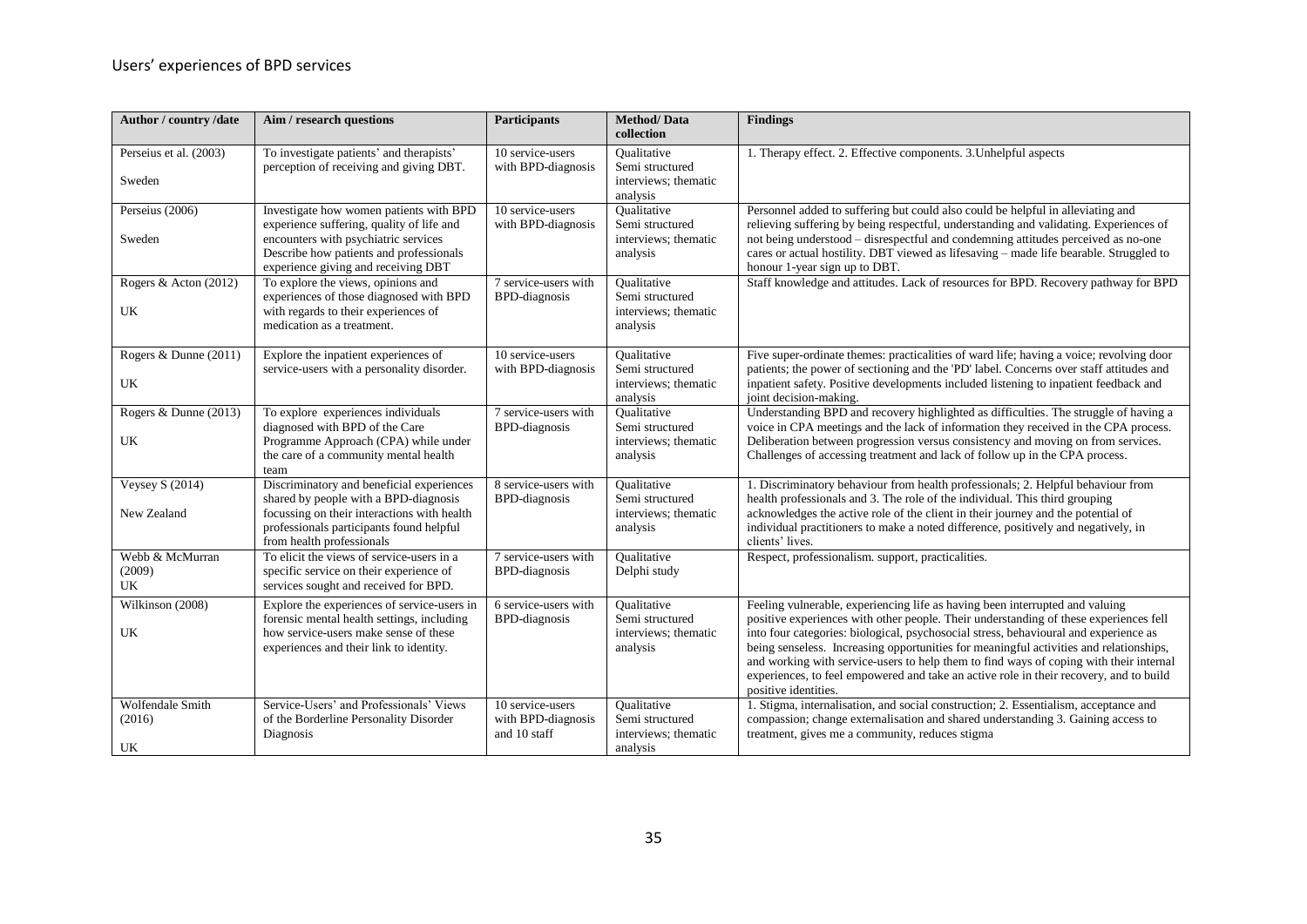Users' experiences of BPD services

| Author / country /date | Aim / research questions | Participants | Method/ Data collection | Findings |
|---|---|---|---|---|
| Perseius et al. (2003)<br><br>Sweden | To investigate patients' and therapists' perception of receiving and giving DBT. | 10 service-users with BPD-diagnosis | Qualitative Semi structured interviews; thematic analysis | 1. Therapy effect. 2. Effective components. 3.Unhelpful aspects |
| Perseius (2006)<br><br>Sweden | Investigate how women patients with BPD experience suffering, quality of life and encounters with psychiatric services Describe how patients and professionals experience giving and receiving DBT | 10 service-users with BPD-diagnosis | Qualitative Semi structured interviews; thematic analysis | Personnel added to suffering but could also could be helpful in alleviating and relieving suffering by being respectful, understanding and validating. Experiences of not being understood – disrespectful and condemning attitudes perceived as no-one cares or actual hostility. DBT viewed as lifesaving – made life bearable. Struggled to honour 1-year sign up to DBT. |
| Rogers & Acton (2012)<br><br>UK | To explore the views, opinions and experiences of those diagnosed with BPD with regards to their experiences of medication as a treatment. | 7 service-users with BPD-diagnosis | Qualitative Semi structured interviews; thematic analysis | Staff knowledge and attitudes. Lack of resources for BPD. Recovery pathway for BPD |
| Rogers & Dunne (2011)<br><br>UK | Explore the inpatient experiences of service-users with a personality disorder. | 10 service-users with BPD-diagnosis | Qualitative Semi structured interviews; thematic analysis | Five super-ordinate themes: practicalities of ward life; having a voice; revolving door patients; the power of sectioning and the 'PD' label. Concerns over staff attitudes and inpatient safety. Positive developments included listening to inpatient feedback and joint decision-making. |
| Rogers & Dunne (2013)<br><br>UK | To explore experiences individuals diagnosed with BPD of the Care Programme Approach (CPA) while under the care of a community mental health team | 7 service-users with BPD-diagnosis | Qualitative Semi structured interviews; thematic analysis | Understanding BPD and recovery highlighted as difficulties. The struggle of having a voice in CPA meetings and the lack of information they received in the CPA process. Deliberation between progression versus consistency and moving on from services. Challenges of accessing treatment and lack of follow up in the CPA process. |
| Veysey S (2014)<br><br>New Zealand | Discriminatory and beneficial experiences shared by people with a BPD-diagnosis focussing on their interactions with health professionals participants found helpful from health professionals | 8 service-users with BPD-diagnosis | Qualitative Semi structured interviews; thematic analysis | 1. Discriminatory behaviour from health professionals; 2. Helpful behaviour from health professionals and 3. The role of the individual. This third grouping acknowledges the active role of the client in their journey and the potential of individual practitioners to make a noted difference, positively and negatively, in clients' lives. |
| Webb & McMurran (2009)<br>UK | To elicit the views of service-users in a specific service on their experience of services sought and received for BPD. | 7 service-users with BPD-diagnosis | Qualitative Delphi study | Respect, professionalism. support, practicalities. |
| Wilkinson (2008)<br><br>UK | Explore the experiences of service-users in forensic mental health settings, including how service-users make sense of these experiences and their link to identity. | 6 service-users with BPD-diagnosis | Qualitative Semi structured interviews; thematic analysis | Feeling vulnerable, experiencing life as having been interrupted and valuing positive experiences with other people. Their understanding of these experiences fell into four categories: biological, psychosocial stress, behavioural and experience as being senseless. Increasing opportunities for meaningful activities and relationships, and working with service-users to help them to find ways of coping with their internal experiences, to feel empowered and take an active role in their recovery, and to build positive identities. |
| Wolfendale Smith (2016)<br><br>UK | Service-Users' and Professionals' Views of the Borderline Personality Disorder Diagnosis | 10 service-users with BPD-diagnosis and 10 staff | Qualitative Semi structured interviews; thematic analysis | 1. Stigma, internalisation, and social construction; 2. Essentialism, acceptance and compassion; change externalisation and shared understanding 3. Gaining access to treatment, gives me a community, reduces stigma |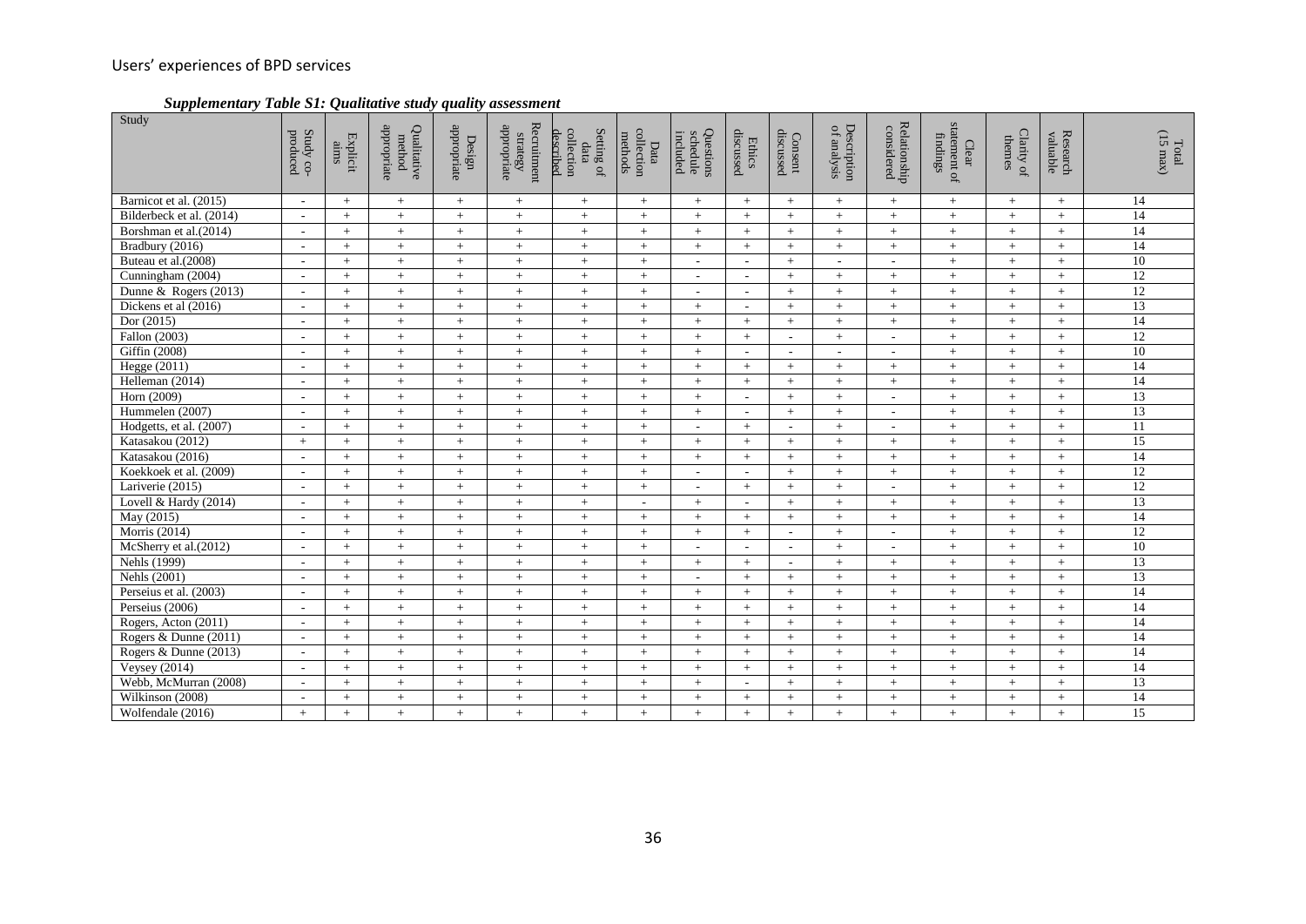*Supplementary Table S1: Qualitative study quality assessment*

| Study | Study co-produced | Explicit aims | Qualitative method appropriate | Design appropriate | Recruitment strategy appropriate | Setting of data collection described | Data collection methods | Questions schedule included | Ethics discussed | Consent discussed | Description of analysis | Relationship considered | Clear statement of findings | Clarity of themes | Research valuable | Total (15 max) |
|---|---|---|---|---|---|---|---|---|---|---|---|---|---|---|---|---|
| Barnicot et al. (2015) | - | + | + | + | + | + | + | + | + | + | + | + | + | + | + | 14 |
| Bilderbeck et al. (2014) | - | + | + | + | + | + | + | + | + | + | + | + | + | + | + | 14 |
| Borshman et al.(2014) | - | + | + | + | + | + | + | + | + | + | + | + | + | + | + | 14 |
| Bradbury (2016) | - | + | + | + | + | + | + | + | + | + | + | + | + | + | + | 14 |
| Buteau et al.(2008) | - | + | + | + | + | + | + | - | - | + | - | - | + | + | + | 10 |
| Cunningham (2004) | - | + | + | + | + | + | + | - | - | + | + | + | + | + | + | 12 |
| Dunne & Rogers (2013) | - | + | + | + | + | + | + | - | - | + | + | + | + | + | + | 12 |
| Dickens et al (2016) | - | + | + | + | + | + | + | + | - | + | + | + | + | + | + | 13 |
| Dor (2015) | - | + | + | + | + | + | + | + | + | + | + | + | + | + | + | 14 |
| Fallon (2003) | - | + | + | + | + | + | + | + | + | - | + | - | + | + | + | 12 |
| Giffin (2008) | - | + | + | + | + | + | + | + | - | - | - | - | + | + | + | 10 |
| Hegge (2011) | - | + | + | + | + | + | + | + | + | + | + | + | + | + | + | 14 |
| Helleman (2014) | - | + | + | + | + | + | + | + | + | + | + | + | + | + | + | 14 |
| Horn (2009) | - | + | + | + | + | + | + | + | - | + | + | - | + | + | + | 13 |
| Hummelen (2007) | - | + | + | + | + | + | + | + | - | + | + | - | + | + | + | 13 |
| Hodgetts, et al. (2007) | - | + | + | + | + | + | + | - | + | - | + | - | + | + | + | 11 |
| Katasakou (2012) | + | + | + | + | + | + | + | + | + | + | + | + | + | + | + | 15 |
| Katasakou (2016) | - | + | + | + | + | + | + | + | + | + | + | + | + | + | + | 14 |
| Koekkoek et al. (2009) | - | + | + | + | + | + | + | - | - | + | + | + | + | + | + | 12 |
| Lariverie (2015) | - | + | + | + | + | + | + | - | + | + | + | - | + | + | + | 12 |
| Lovell & Hardy (2014) | - | + | + | + | + | + | - | + | - | + | + | + | + | + | + | 13 |
| May (2015) | - | + | + | + | + | + | + | + | + | + | + | + | + | + | + | 14 |
| Morris (2014) | - | + | + | + | + | + | + | + | + | - | + | - | + | + | + | 12 |
| McSherry et al.(2012) | - | + | + | + | + | + | + | - | - | - | + | - | + | + | + | 10 |
| Nehls (1999) | - | + | + | + | + | + | + | + | + | - | + | + | + | + | + | 13 |
| Nehls (2001) | - | + | + | + | + | + | + | - | + | + | + | + | + | + | + | 13 |
| Perseius et al. (2003) | - | + | + | + | + | + | + | + | + | + | + | + | + | + | + | 14 |
| Perseius (2006) | - | + | + | + | + | + | + | + | + | + | + | + | + | + | + | 14 |
| Rogers, Acton (2011) | - | + | + | + | + | + | + | + | + | + | + | + | + | + | + | 14 |
| Rogers & Dunne (2011) | - | + | + | + | + | + | + | + | + | + | + | + | + | + | + | 14 |
| Rogers & Dunne (2013) | - | + | + | + | + | + | + | + | + | + | + | + | + | + | + | 14 |
| Veysey (2014) | - | + | + | + | + | + | + | + | + | + | + | + | + | + | + | 14 |
| Webb, McMurran (2008) | - | + | + | + | + | + | + | + | - | + | + | + | + | + | + | 13 |
| Wilkinson (2008) | - | + | + | + | + | + | + | + | + | + | + | + | + | + | + | 14 |
| Wolfendale (2016) | + | + | + | + | + | + | + | + | + | + | + | + | + | + | + | 15 |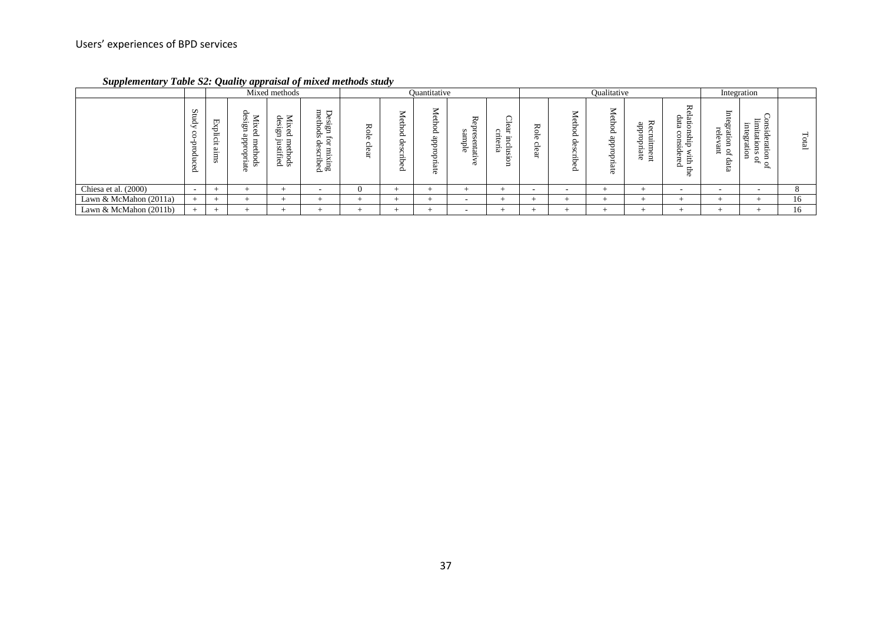*Supplementary Table S2: Quality appraisal of mixed methods study*

| | | Mixed methods | | | | Quantitative | | | | | Qualitative | | | | | Integration | | |
|---|---|---|---|---|---|---|---|---|---|---|---|---|---|---|---|---|---|---|
| | Study co-produced | Explicit aims | Mixed methods design appropriate | Mixed methods design justified | Design for mixing methods described | Role clear | Method described | Method appropriate | Representative sample | Clear inclusion criteria | Role clear | Method described | Method appropriate | Recruitment appropriate | Relationship with the data considered | Integration of data relevant | Consideration of limitations of integration | Total |
| Chiesa et al. (2000) | - | + | + | + | - | 0 | + | + | + | + | - | - | + | + | - | - | - | 8 |
| Lawn & McMahon (2011a) | + | + | + | + | + | + | + | + | - | + | + | + | + | + | + | + | + | 16 |
| Lawn & McMahon (2011b) | + | + | + | + | + | + | + | + | - | + | + | + | + | + | + | + | + | 16 |